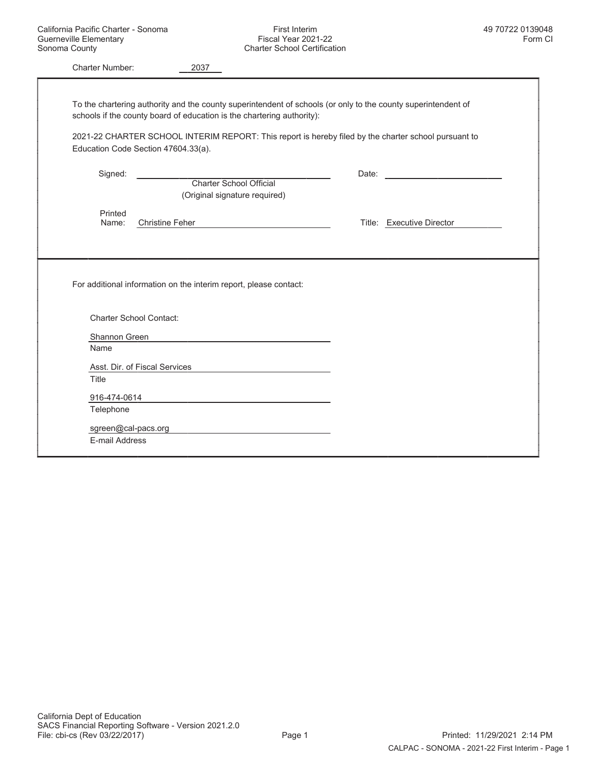California Pacific Charter - Sonoma
Guerneville Elementary
Sonoma County

First Interim
Fiscal Year 2021-22
Charter School Certification

49 70722 0139048
Form CI

Charter Number: 2037

To the chartering authority and the county superintendent of schools (or only to the county superintendent of schools if the county board of education is the chartering authority):

2021-22 CHARTER SCHOOL INTERIM REPORT: This report is hereby filed by the charter school pursuant to Education Code Section 47604.33(a).

Signed: ______________________________ Date: ____________________
Charter School Official
(Original signature required)

Printed Name: Christine Feher Title: Executive Director

For additional information on the interim report, please contact:

Charter School Contact:

Shannon Green
Name

Asst. Dir. of Fiscal Services
Title

916-474-0614
Telephone

sgreen@cal-pacs.org
E-mail Address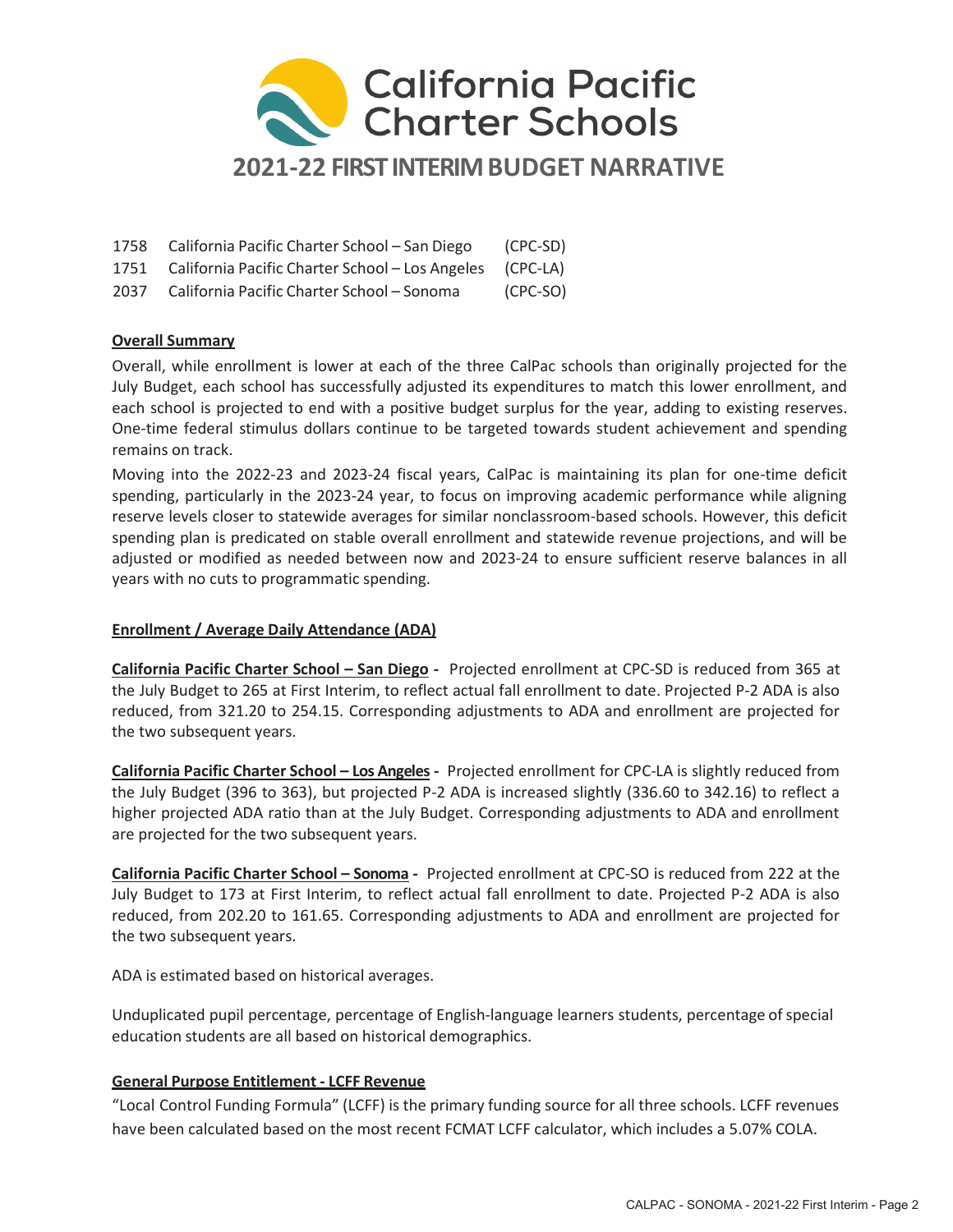# California Pacific Charter Schools

## 2021-22 FIRST INTERIM BUDGET NARRATIVE

| | | |
|---|---|---|
| 1758 | California Pacific Charter School – San Diego | (CPC-SD) |
| 1751 | California Pacific Charter School – Los Angeles | (CPC-LA) |
| 2037 | California Pacific Charter School – Sonoma | (CPC-SO) |

### Overall Summary

Overall, while enrollment is lower at each of the three CalPac schools than originally projected for the July Budget, each school has successfully adjusted its expenditures to match this lower enrollment, and each school is projected to end with a positive budget surplus for the year, adding to existing reserves. One-time federal stimulus dollars continue to be targeted towards student achievement and spending remains on track.

Moving into the 2022-23 and 2023-24 fiscal years, CalPac is maintaining its plan for one-time deficit spending, particularly in the 2023-24 year, to focus on improving academic performance while aligning reserve levels closer to statewide averages for similar nonclassroom-based schools. However, this deficit spending plan is predicated on stable overall enrollment and statewide revenue projections, and will be adjusted or modified as needed between now and 2023-24 to ensure sufficient reserve balances in all years with no cuts to programmatic spending.

### Enrollment / Average Daily Attendance (ADA)

**California Pacific Charter School – San Diego -** Projected enrollment at CPC-SD is reduced from 365 at the July Budget to 265 at First Interim, to reflect actual fall enrollment to date. Projected P-2 ADA is also reduced, from 321.20 to 254.15. Corresponding adjustments to ADA and enrollment are projected for the two subsequent years.

**California Pacific Charter School – Los Angeles -** Projected enrollment for CPC-LA is slightly reduced from the July Budget (396 to 363), but projected P-2 ADA is increased slightly (336.60 to 342.16) to reflect a higher projected ADA ratio than at the July Budget. Corresponding adjustments to ADA and enrollment are projected for the two subsequent years.

**California Pacific Charter School – Sonoma -** Projected enrollment at CPC-SO is reduced from 222 at the July Budget to 173 at First Interim, to reflect actual fall enrollment to date. Projected P-2 ADA is also reduced, from 202.20 to 161.65. Corresponding adjustments to ADA and enrollment are projected for the two subsequent years.

ADA is estimated based on historical averages.

Unduplicated pupil percentage, percentage of English-language learners students, percentage of special education students are all based on historical demographics.

### General Purpose Entitlement - LCFF Revenue

"Local Control Funding Formula" (LCFF) is the primary funding source for all three schools. LCFF revenues have been calculated based on the most recent FCMAT LCFF calculator, which includes a 5.07% COLA.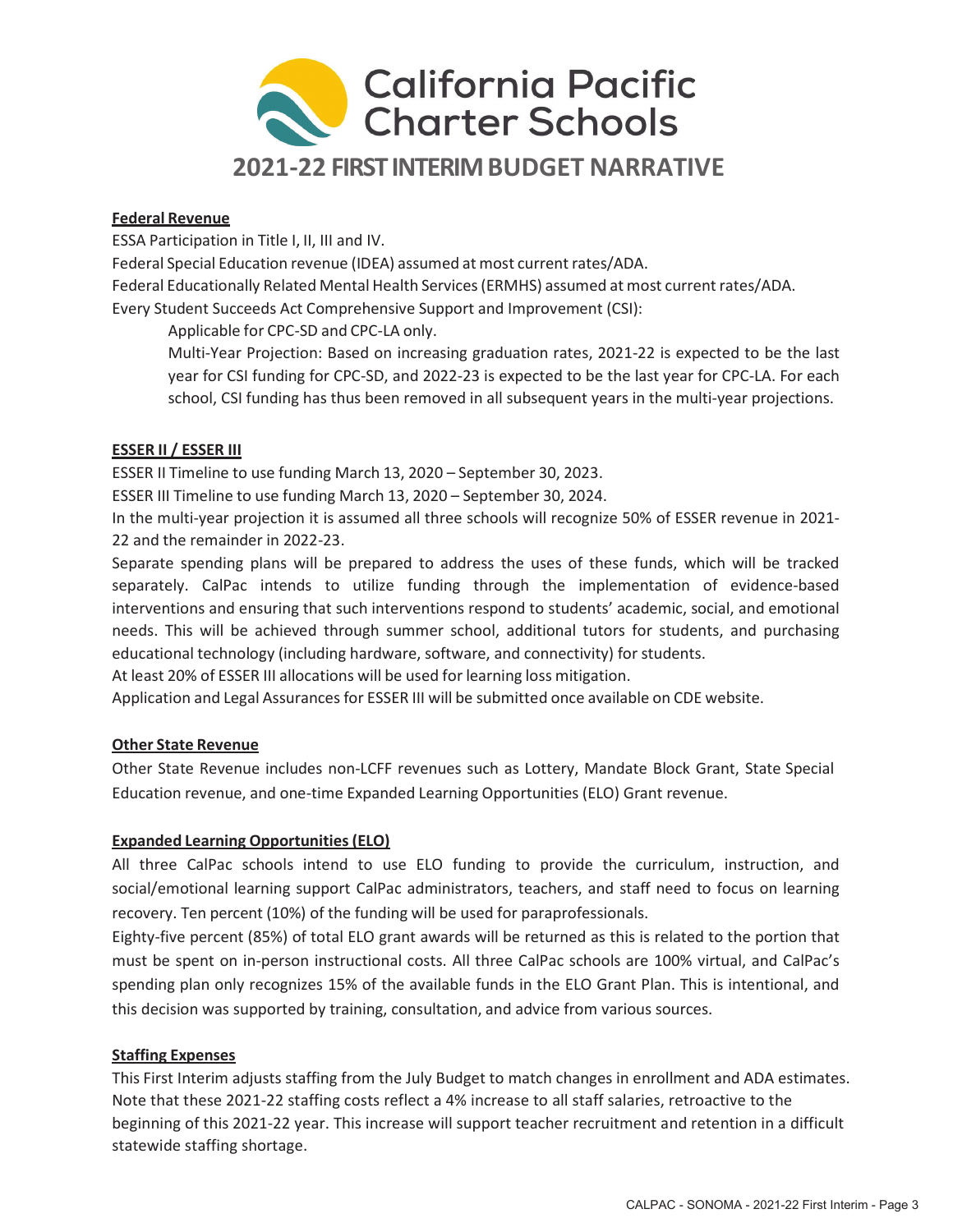California Pacific Charter Schools

# 2021-22 FIRST INTERIM BUDGET NARRATIVE

## Federal Revenue

ESSA Participation in Title I, II, III and IV.

Federal Special Education revenue (IDEA) assumed at most current rates/ADA.

Federal Educationally Related Mental Health Services (ERMHS) assumed at most current rates/ADA.

Every Student Succeeds Act Comprehensive Support and Improvement (CSI):

Applicable for CPC-SD and CPC-LA only.

Multi-Year Projection: Based on increasing graduation rates, 2021-22 is expected to be the last year for CSI funding for CPC-SD, and 2022-23 is expected to be the last year for CPC-LA. For each school, CSI funding has thus been removed in all subsequent years in the multi-year projections.

## ESSER II / ESSER III

ESSER II Timeline to use funding March 13, 2020 – September 30, 2023.

ESSER III Timeline to use funding March 13, 2020 – September 30, 2024.

In the multi-year projection it is assumed all three schools will recognize 50% of ESSER revenue in 2021-22 and the remainder in 2022-23.

Separate spending plans will be prepared to address the uses of these funds, which will be tracked separately. CalPac intends to utilize funding through the implementation of evidence-based interventions and ensuring that such interventions respond to students' academic, social, and emotional needs. This will be achieved through summer school, additional tutors for students, and purchasing educational technology (including hardware, software, and connectivity) for students.

At least 20% of ESSER III allocations will be used for learning loss mitigation.

Application and Legal Assurances for ESSER III will be submitted once available on CDE website.

## Other State Revenue

Other State Revenue includes non-LCFF revenues such as Lottery, Mandate Block Grant, State Special Education revenue, and one-time Expanded Learning Opportunities (ELO) Grant revenue.

## Expanded Learning Opportunities (ELO)

All three CalPac schools intend to use ELO funding to provide the curriculum, instruction, and social/emotional learning support CalPac administrators, teachers, and staff need to focus on learning recovery. Ten percent (10%) of the funding will be used for paraprofessionals.

Eighty-five percent (85%) of total ELO grant awards will be returned as this is related to the portion that must be spent on in-person instructional costs. All three CalPac schools are 100% virtual, and CalPac's spending plan only recognizes 15% of the available funds in the ELO Grant Plan. This is intentional, and this decision was supported by training, consultation, and advice from various sources.

## Staffing Expenses

This First Interim adjusts staffing from the July Budget to match changes in enrollment and ADA estimates. Note that these 2021-22 staffing costs reflect a 4% increase to all staff salaries, retroactive to the beginning of this 2021-22 year. This increase will support teacher recruitment and retention in a difficult statewide staffing shortage.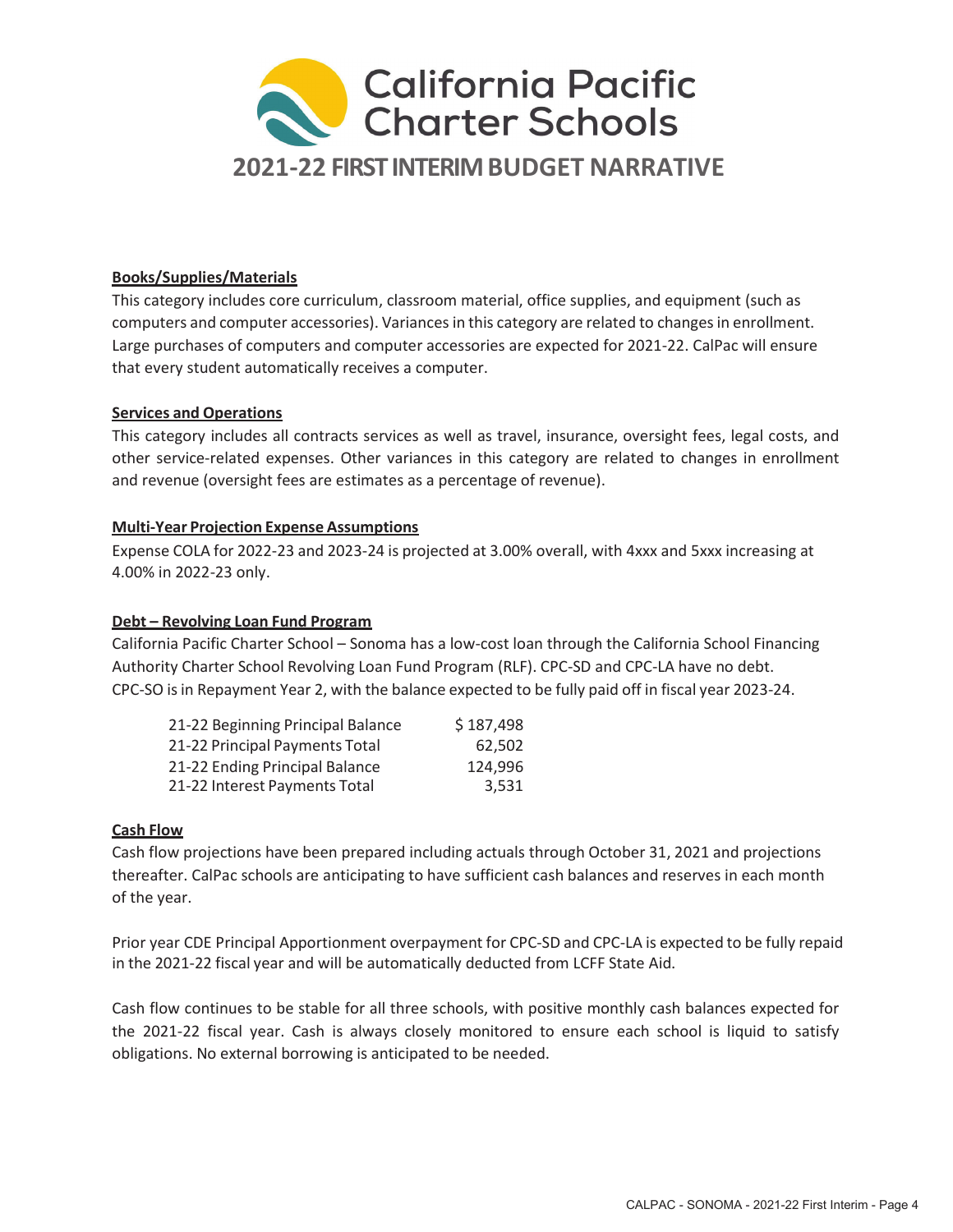# California Pacific Charter Schools

## 2021-22 FIRST INTERIM BUDGET NARRATIVE

**Books/Supplies/Materials**

This category includes core curriculum, classroom material, office supplies, and equipment (such as computers and computer accessories). Variances in this category are related to changes in enrollment. Large purchases of computers and computer accessories are expected for 2021-22. CalPac will ensure that every student automatically receives a computer.

**Services and Operations**

This category includes all contracts services as well as travel, insurance, oversight fees, legal costs, and other service-related expenses. Other variances in this category are related to changes in enrollment and revenue (oversight fees are estimates as a percentage of revenue).

**Multi-Year Projection Expense Assumptions**

Expense COLA for 2022-23 and 2023-24 is projected at 3.00% overall, with 4xxx and 5xxx increasing at 4.00% in 2022-23 only.

**Debt – Revolving Loan Fund Program**

California Pacific Charter School – Sonoma has a low-cost loan through the California School Financing Authority Charter School Revolving Loan Fund Program (RLF). CPC-SD and CPC-LA have no debt. CPC-SO is in Repayment Year 2, with the balance expected to be fully paid off in fiscal year 2023-24.

| | |
|---|---|
| 21-22 Beginning Principal Balance | $ 187,498 |
| 21-22 Principal Payments Total | 62,502 |
| 21-22 Ending Principal Balance | 124,996 |
| 21-22 Interest Payments Total | 3,531 |

**Cash Flow**

Cash flow projections have been prepared including actuals through October 31, 2021 and projections thereafter. CalPac schools are anticipating to have sufficient cash balances and reserves in each month of the year.

Prior year CDE Principal Apportionment overpayment for CPC-SD and CPC-LA is expected to be fully repaid in the 2021-22 fiscal year and will be automatically deducted from LCFF State Aid.

Cash flow continues to be stable for all three schools, with positive monthly cash balances expected for the 2021-22 fiscal year. Cash is always closely monitored to ensure each school is liquid to satisfy obligations. No external borrowing is anticipated to be needed.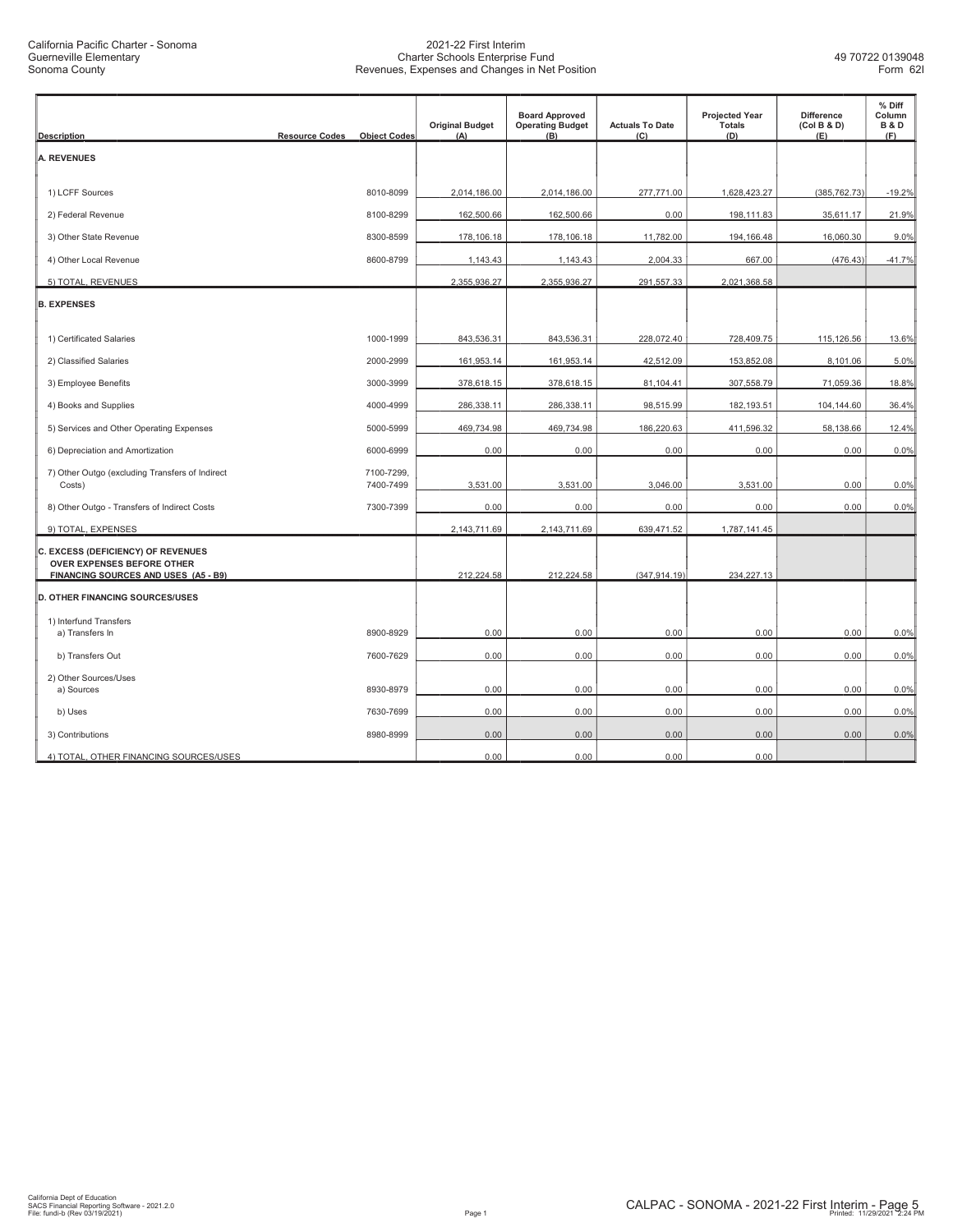California Pacific Charter - Sonoma
Guerneville Elementary
Sonoma County

2021-22 First Interim
Charter Schools Enterprise Fund
Revenues, Expenses and Changes in Net Position

49 70722 0139048
Form 62I

| Description | Resource Codes | Object Codes | Original Budget (A) | Board Approved Operating Budget (B) | Actuals To Date (C) | Projected Year Totals (D) | Difference (Col B & D) (E) | % Diff Column B & D (F) |
|---|---|---|---|---|---|---|---|---|
| **A. REVENUES** | | | | | | | | |
| 1) LCFF Sources | | 8010-8099 | 2,014,186.00 | 2,014,186.00 | 277,771.00 | 1,628,423.27 | (385,762.73) | -19.2% |
| 2) Federal Revenue | | 8100-8299 | 162,500.66 | 162,500.66 | 0.00 | 198,111.83 | 35,611.17 | 21.9% |
| 3) Other State Revenue | | 8300-8599 | 178,106.18 | 178,106.18 | 11,782.00 | 194,166.48 | 16,060.30 | 9.0% |
| 4) Other Local Revenue | | 8600-8799 | 1,143.43 | 1,143.43 | 2,004.33 | 667.00 | (476.43) | -41.7% |
| 5) TOTAL, REVENUES | | | 2,355,936.27 | 2,355,936.27 | 291,557.33 | 2,021,368.58 | | |
| **B. EXPENSES** | | | | | | | | |
| 1) Certificated Salaries | | 1000-1999 | 843,536.31 | 843,536.31 | 228,072.40 | 728,409.75 | 115,126.56 | 13.6% |
| 2) Classified Salaries | | 2000-2999 | 161,953.14 | 161,953.14 | 42,512.09 | 153,852.08 | 8,101.06 | 5.0% |
| 3) Employee Benefits | | 3000-3999 | 378,618.15 | 378,618.15 | 81,104.41 | 307,558.79 | 71,059.36 | 18.8% |
| 4) Books and Supplies | | 4000-4999 | 286,338.11 | 286,338.11 | 98,515.99 | 182,193.51 | 104,144.60 | 36.4% |
| 5) Services and Other Operating Expenses | | 5000-5999 | 469,734.98 | 469,734.98 | 186,220.63 | 411,596.32 | 58,138.66 | 12.4% |
| 6) Depreciation and Amortization | | 6000-6999 | 0.00 | 0.00 | 0.00 | 0.00 | 0.00 | 0.0% |
| 7) Other Outgo (excluding Transfers of Indirect Costs) | | 7100-7299, 7400-7499 | 3,531.00 | 3,531.00 | 3,046.00 | 3,531.00 | 0.00 | 0.0% |
| 8) Other Outgo - Transfers of Indirect Costs | | 7300-7399 | 0.00 | 0.00 | 0.00 | 0.00 | 0.00 | 0.0% |
| 9) TOTAL, EXPENSES | | | 2,143,711.69 | 2,143,711.69 | 639,471.52 | 1,787,141.45 | | |
| **C. EXCESS (DEFICIENCY) OF REVENUES OVER EXPENSES BEFORE OTHER FINANCING SOURCES AND USES (A5 - B9)** | | | 212,224.58 | 212,224.58 | (347,914.19) | 234,227.13 | | |
| **D. OTHER FINANCING SOURCES/USES** | | | | | | | | |
| 1) Interfund Transfers<br>a) Transfers In | | 8900-8929 | 0.00 | 0.00 | 0.00 | 0.00 | 0.00 | 0.0% |
| b) Transfers Out | | 7600-7629 | 0.00 | 0.00 | 0.00 | 0.00 | 0.00 | 0.0% |
| 2) Other Sources/Uses<br>a) Sources | | 8930-8979 | 0.00 | 0.00 | 0.00 | 0.00 | 0.00 | 0.0% |
| b) Uses | | 7630-7699 | 0.00 | 0.00 | 0.00 | 0.00 | 0.00 | 0.0% |
| 3) Contributions | | 8980-8999 | 0.00 | 0.00 | 0.00 | 0.00 | 0.00 | 0.0% |
| 4) TOTAL, OTHER FINANCING SOURCES/USES | | | 0.00 | 0.00 | 0.00 | 0.00 | | |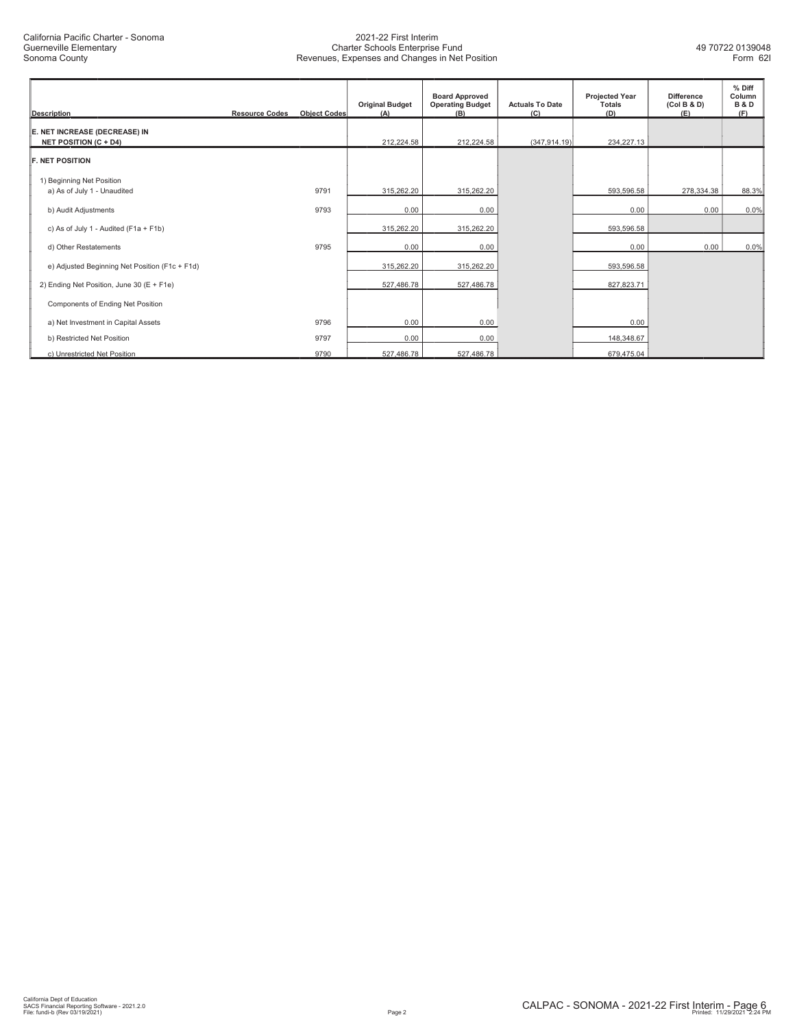| Description | Resource Codes | Object Codes | Original Budget (A) | Board Approved Operating Budget (B) | Actuals To Date (C) | Projected Year Totals (D) | Difference (Col B & D) (E) | % Diff Column B & D (F) |
|---|---|---|---|---|---|---|---|---|
| **E. NET INCREASE (DECREASE) IN NET POSITION (C + D4)** | | | 212,224.58 | 212,224.58 | (347,914.19) | 234,227.13 | | |
| **F. NET POSITION** | | | | | | | | |
| 1) Beginning Net Position | | | | | | | | |
| a) As of July 1 - Unaudited | | 9791 | 315,262.20 | 315,262.20 | | 593,596.58 | 278,334.38 | 88.3% |
| b) Audit Adjustments | | 9793 | 0.00 | 0.00 | | 0.00 | 0.00 | 0.0% |
| c) As of July 1 - Audited (F1a + F1b) | | | 315,262.20 | 315,262.20 | | 593,596.58 | | |
| d) Other Restatements | | 9795 | 0.00 | 0.00 | | 0.00 | 0.00 | 0.0% |
| e) Adjusted Beginning Net Position (F1c + F1d) | | | 315,262.20 | 315,262.20 | | 593,596.58 | | |
| 2) Ending Net Position, June 30 (E + F1e) | | | 527,486.78 | 527,486.78 | | 827,823.71 | | |
| Components of Ending Net Position | | | | | | | | |
| a) Net Investment in Capital Assets | | 9796 | 0.00 | 0.00 | | 0.00 | | |
| b) Restricted Net Position | | 9797 | 0.00 | 0.00 | | 148,348.67 | | |
| c) Unrestricted Net Position | | 9790 | 527,486.78 | 527,486.78 | | 679,475.04 | | |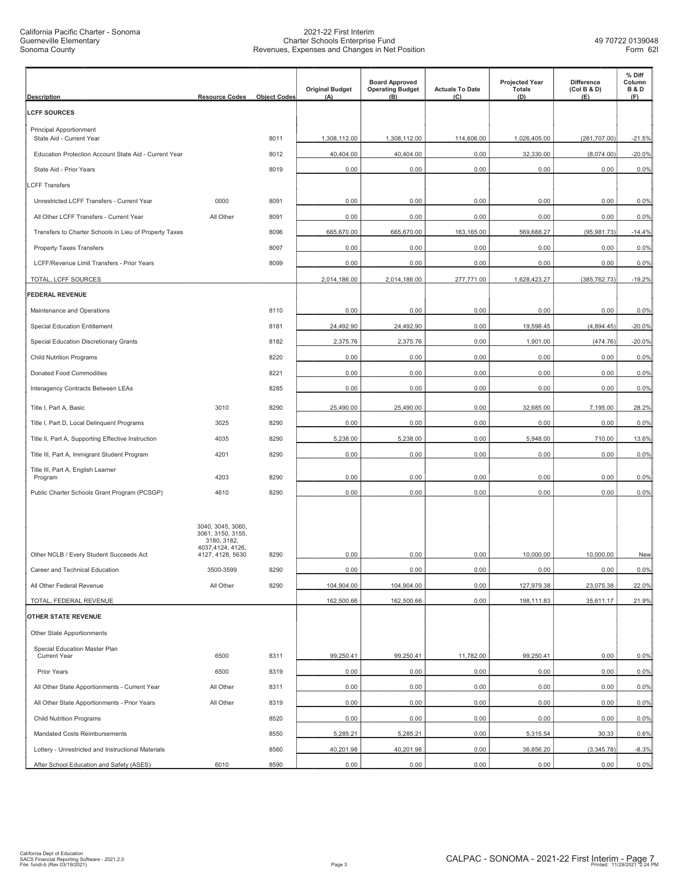California Pacific Charter - Sonoma
Guerneville Elementary
Sonoma County

2021-22 First Interim
Charter Schools Enterprise Fund
Revenues, Expenses and Changes in Net Position

49 70722 0139048
Form 62I

| Description | Resource Codes | Object Codes | Original Budget (A) | Board Approved Operating Budget (B) | Actuals To Date (C) | Projected Year Totals (D) | Difference (Col B & D) (E) | % Diff Column B & D (F) |
|---|---|---|---|---|---|---|---|---|
| **LCFF SOURCES** | | | | | | | | |
| Principal Apportionment | | | | | | | | |
| State Aid - Current Year | | 8011 | 1,308,112.00 | 1,308,112.00 | 114,606.00 | 1,026,405.00 | (281,707.00) | -21.5% |
| Education Protection Account State Aid - Current Year | | 8012 | 40,404.00 | 40,404.00 | 0.00 | 32,330.00 | (8,074.00) | -20.0% |
| State Aid - Prior Years | | 8019 | 0.00 | 0.00 | 0.00 | 0.00 | 0.00 | 0.0% |
| LCFF Transfers | | | | | | | | |
| Unrestricted LCFF Transfers - Current Year | 0000 | 8091 | 0.00 | 0.00 | 0.00 | 0.00 | 0.00 | 0.0% |
| All Other LCFF Transfers - Current Year | All Other | 8091 | 0.00 | 0.00 | 0.00 | 0.00 | 0.00 | 0.0% |
| Transfers to Charter Schools in Lieu of Property Taxes | | 8096 | 665,670.00 | 665,670.00 | 163,165.00 | 569,688.27 | (95,981.73) | -14.4% |
| Property Taxes Transfers | | 8097 | 0.00 | 0.00 | 0.00 | 0.00 | 0.00 | 0.0% |
| LCFF/Revenue Limit Transfers - Prior Years | | 8099 | 0.00 | 0.00 | 0.00 | 0.00 | 0.00 | 0.0% |
| TOTAL, LCFF SOURCES | | | 2,014,186.00 | 2,014,186.00 | 277,771.00 | 1,628,423.27 | (385,762.73) | -19.2% |
| **FEDERAL REVENUE** | | | | | | | | |
| Maintenance and Operations | | 8110 | 0.00 | 0.00 | 0.00 | 0.00 | 0.00 | 0.0% |
| Special Education Entitlement | | 8181 | 24,492.90 | 24,492.90 | 0.00 | 19,598.45 | (4,894.45) | -20.0% |
| Special Education Discretionary Grants | | 8182 | 2,375.76 | 2,375.76 | 0.00 | 1,901.00 | (474.76) | -20.0% |
| Child Nutrition Programs | | 8220 | 0.00 | 0.00 | 0.00 | 0.00 | 0.00 | 0.0% |
| Donated Food Commodities | | 8221 | 0.00 | 0.00 | 0.00 | 0.00 | 0.00 | 0.0% |
| Interagency Contracts Between LEAs | | 8285 | 0.00 | 0.00 | 0.00 | 0.00 | 0.00 | 0.0% |
| Title I, Part A, Basic | 3010 | 8290 | 25,490.00 | 25,490.00 | 0.00 | 32,685.00 | 7,195.00 | 28.2% |
| Title I, Part D, Local Delinquent Programs | 3025 | 8290 | 0.00 | 0.00 | 0.00 | 0.00 | 0.00 | 0.0% |
| Title II, Part A, Supporting Effective Instruction | 4035 | 8290 | 5,238.00 | 5,238.00 | 0.00 | 5,948.00 | 710.00 | 13.6% |
| Title III, Part A, Immigrant Student Program | 4201 | 8290 | 0.00 | 0.00 | 0.00 | 0.00 | 0.00 | 0.0% |
| Title III, Part A, English Learner Program | 4203 | 8290 | 0.00 | 0.00 | 0.00 | 0.00 | 0.00 | 0.0% |
| Public Charter Schools Grant Program (PCSGP) | 4610 | 8290 | 0.00 | 0.00 | 0.00 | 0.00 | 0.00 | 0.0% |
| Other NCLB / Every Student Succeeds Act | 3040, 3045, 3060, 3061, 3150, 3155, 3180, 3182, 4037,4124, 4126, 4127, 4128, 5630 | 8290 | 0.00 | 0.00 | 0.00 | 10,000.00 | 10,000.00 | New |
| Career and Technical Education | 3500-3599 | 8290 | 0.00 | 0.00 | 0.00 | 0.00 | 0.00 | 0.0% |
| All Other Federal Revenue | All Other | 8290 | 104,904.00 | 104,904.00 | 0.00 | 127,979.38 | 23,075.38 | 22.0% |
| TOTAL, FEDERAL REVENUE | | | 162,500.66 | 162,500.66 | 0.00 | 198,111.83 | 35,611.17 | 21.9% |
| **OTHER STATE REVENUE** | | | | | | | | |
| Other State Apportionments | | | | | | | | |
| Special Education Master Plan Current Year | 6500 | 8311 | 99,250.41 | 99,250.41 | 11,782.00 | 99,250.41 | 0.00 | 0.0% |
| Prior Years | 6500 | 8319 | 0.00 | 0.00 | 0.00 | 0.00 | 0.00 | 0.0% |
| All Other State Apportionments - Current Year | All Other | 8311 | 0.00 | 0.00 | 0.00 | 0.00 | 0.00 | 0.0% |
| All Other State Apportionments - Prior Years | All Other | 8319 | 0.00 | 0.00 | 0.00 | 0.00 | 0.00 | 0.0% |
| Child Nutrition Programs | | 8520 | 0.00 | 0.00 | 0.00 | 0.00 | 0.00 | 0.0% |
| Mandated Costs Reimbursements | | 8550 | 5,285.21 | 5,285.21 | 0.00 | 5,315.54 | 30.33 | 0.6% |
| Lottery - Unrestricted and Instructional Materials | | 8560 | 40,201.98 | 40,201.98 | 0.00 | 36,856.20 | (3,345.78) | -8.3% |
| After School Education and Safety (ASES) | 6010 | 8590 | 0.00 | 0.00 | 0.00 | 0.00 | 0.00 | 0.0% |

California Dept of Education
SACS Financial Reporting Software - 2021.2.0
File: fundi-b (Rev 03/19/2021)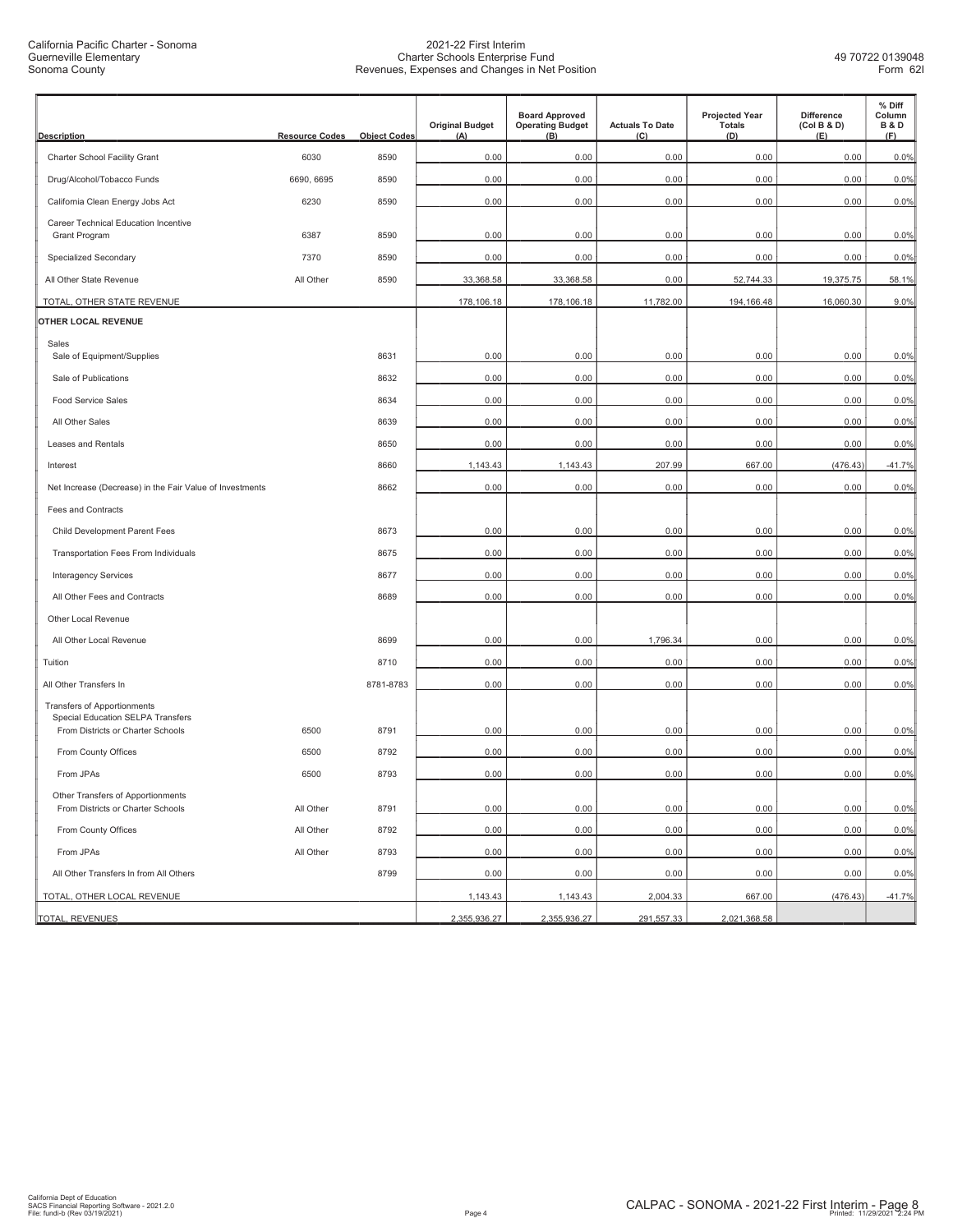| Description | Resource Codes | Object Codes | Original Budget (A) | Board Approved Operating Budget (B) | Actuals To Date (C) | Projected Year Totals (D) | Difference (Col B & D) (E) | % Diff Column B & D (F) |
|---|---|---|---|---|---|---|---|---|
| Charter School Facility Grant | 6030 | 8590 | 0.00 | 0.00 | 0.00 | 0.00 | 0.00 | 0.0% |
| Drug/Alcohol/Tobacco Funds | 6690, 6695 | 8590 | 0.00 | 0.00 | 0.00 | 0.00 | 0.00 | 0.0% |
| California Clean Energy Jobs Act | 6230 | 8590 | 0.00 | 0.00 | 0.00 | 0.00 | 0.00 | 0.0% |
| Career Technical Education Incentive Grant Program | 6387 | 8590 | 0.00 | 0.00 | 0.00 | 0.00 | 0.00 | 0.0% |
| Specialized Secondary | 7370 | 8590 | 0.00 | 0.00 | 0.00 | 0.00 | 0.00 | 0.0% |
| All Other State Revenue | All Other | 8590 | 33,368.58 | 33,368.58 | 0.00 | 52,744.33 | 19,375.75 | 58.1% |
| TOTAL, OTHER STATE REVENUE | | | 178,106.18 | 178,106.18 | 11,782.00 | 194,166.48 | 16,060.30 | 9.0% |
| **OTHER LOCAL REVENUE** | | | | | | | | |
| Sales | | | | | | | | |
| Sale of Equipment/Supplies | | 8631 | 0.00 | 0.00 | 0.00 | 0.00 | 0.00 | 0.0% |
| Sale of Publications | | 8632 | 0.00 | 0.00 | 0.00 | 0.00 | 0.00 | 0.0% |
| Food Service Sales | | 8634 | 0.00 | 0.00 | 0.00 | 0.00 | 0.00 | 0.0% |
| All Other Sales | | 8639 | 0.00 | 0.00 | 0.00 | 0.00 | 0.00 | 0.0% |
| Leases and Rentals | | 8650 | 0.00 | 0.00 | 0.00 | 0.00 | 0.00 | 0.0% |
| Interest | | 8660 | 1,143.43 | 1,143.43 | 207.99 | 667.00 | (476.43) | -41.7% |
| Net Increase (Decrease) in the Fair Value of Investments | | 8662 | 0.00 | 0.00 | 0.00 | 0.00 | 0.00 | 0.0% |
| Fees and Contracts | | | | | | | | |
| Child Development Parent Fees | | 8673 | 0.00 | 0.00 | 0.00 | 0.00 | 0.00 | 0.0% |
| Transportation Fees From Individuals | | 8675 | 0.00 | 0.00 | 0.00 | 0.00 | 0.00 | 0.0% |
| Interagency Services | | 8677 | 0.00 | 0.00 | 0.00 | 0.00 | 0.00 | 0.0% |
| All Other Fees and Contracts | | 8689 | 0.00 | 0.00 | 0.00 | 0.00 | 0.00 | 0.0% |
| Other Local Revenue | | | | | | | | |
| All Other Local Revenue | | 8699 | 0.00 | 0.00 | 1,796.34 | 0.00 | 0.00 | 0.0% |
| Tuition | | 8710 | 0.00 | 0.00 | 0.00 | 0.00 | 0.00 | 0.0% |
| All Other Transfers In | | 8781-8783 | 0.00 | 0.00 | 0.00 | 0.00 | 0.00 | 0.0% |
| Transfers of Apportionments | | | | | | | | |
| Special Education SELPA Transfers | | | | | | | | |
| From Districts or Charter Schools | 6500 | 8791 | 0.00 | 0.00 | 0.00 | 0.00 | 0.00 | 0.0% |
| From County Offices | 6500 | 8792 | 0.00 | 0.00 | 0.00 | 0.00 | 0.00 | 0.0% |
| From JPAs | 6500 | 8793 | 0.00 | 0.00 | 0.00 | 0.00 | 0.00 | 0.0% |
| Other Transfers of Apportionments | | | | | | | | |
| From Districts or Charter Schools | All Other | 8791 | 0.00 | 0.00 | 0.00 | 0.00 | 0.00 | 0.0% |
| From County Offices | All Other | 8792 | 0.00 | 0.00 | 0.00 | 0.00 | 0.00 | 0.0% |
| From JPAs | All Other | 8793 | 0.00 | 0.00 | 0.00 | 0.00 | 0.00 | 0.0% |
| All Other Transfers In from All Others | | 8799 | 0.00 | 0.00 | 0.00 | 0.00 | 0.00 | 0.0% |
| TOTAL, OTHER LOCAL REVENUE | | | 1,143.43 | 1,143.43 | 2,004.33 | 667.00 | (476.43) | -41.7% |
| TOTAL, REVENUES | | | 2,355,936.27 | 2,355,936.27 | 291,557.33 | 2,021,368.58 | | |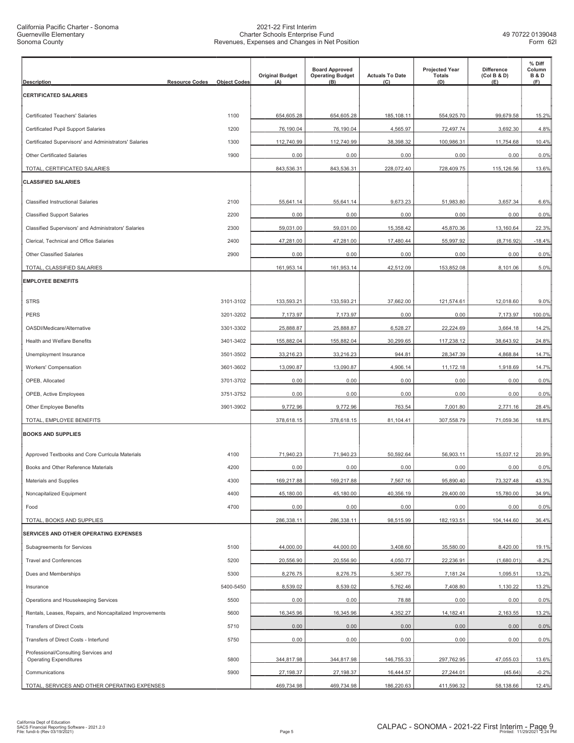California Pacific Charter - Sonoma
Guerneville Elementary
Sonoma County

2021-22 First Interim
Charter Schools Enterprise Fund
Revenues, Expenses and Changes in Net Position

49 70722 0139048
Form 62I

| Description | Resource Codes | Object Codes | Original Budget (A) | Board Approved Operating Budget (B) | Actuals To Date (C) | Projected Year Totals (D) | Difference (Col B & D) (E) | % Diff Column B & D (F) |
|---|---|---|---|---|---|---|---|---|
| **CERTIFICATED SALARIES** | | | | | | | | |
| Certificated Teachers' Salaries | | 1100 | 654,605.28 | 654,605.28 | 185,108.11 | 554,925.70 | 99,679.58 | 15.2% |
| Certificated Pupil Support Salaries | | 1200 | 76,190.04 | 76,190.04 | 4,565.97 | 72,497.74 | 3,692.30 | 4.8% |
| Certificated Supervisors' and Administrators' Salaries | | 1300 | 112,740.99 | 112,740.99 | 38,398.32 | 100,986.31 | 11,754.68 | 10.4% |
| Other Certificated Salaries | | 1900 | 0.00 | 0.00 | 0.00 | 0.00 | 0.00 | 0.0% |
| TOTAL, CERTIFICATED SALARIES | | | 843,536.31 | 843,536.31 | 228,072.40 | 728,409.75 | 115,126.56 | 13.6% |
| **CLASSIFIED SALARIES** | | | | | | | | |
| Classified Instructional Salaries | | 2100 | 55,641.14 | 55,641.14 | 9,673.23 | 51,983.80 | 3,657.34 | 6.6% |
| Classified Support Salaries | | 2200 | 0.00 | 0.00 | 0.00 | 0.00 | 0.00 | 0.0% |
| Classified Supervisors' and Administrators' Salaries | | 2300 | 59,031.00 | 59,031.00 | 15,358.42 | 45,870.36 | 13,160.64 | 22.3% |
| Clerical, Technical and Office Salaries | | 2400 | 47,281.00 | 47,281.00 | 17,480.44 | 55,997.92 | (8,716.92) | -18.4% |
| Other Classified Salaries | | 2900 | 0.00 | 0.00 | 0.00 | 0.00 | 0.00 | 0.0% |
| TOTAL, CLASSIFIED SALARIES | | | 161,953.14 | 161,953.14 | 42,512.09 | 153,852.08 | 8,101.06 | 5.0% |
| **EMPLOYEE BENEFITS** | | | | | | | | |
| STRS | | 3101-3102 | 133,593.21 | 133,593.21 | 37,662.00 | 121,574.61 | 12,018.60 | 9.0% |
| PERS | | 3201-3202 | 7,173.97 | 7,173.97 | 0.00 | 0.00 | 7,173.97 | 100.0% |
| OASDI/Medicare/Alternative | | 3301-3302 | 25,888.87 | 25,888.87 | 6,528.27 | 22,224.69 | 3,664.18 | 14.2% |
| Health and Welfare Benefits | | 3401-3402 | 155,882.04 | 155,882.04 | 30,299.65 | 117,238.12 | 38,643.92 | 24.8% |
| Unemployment Insurance | | 3501-3502 | 33,216.23 | 33,216.23 | 944.81 | 28,347.39 | 4,868.84 | 14.7% |
| Workers' Compensation | | 3601-3602 | 13,090.87 | 13,090.87 | 4,906.14 | 11,172.18 | 1,918.69 | 14.7% |
| OPEB, Allocated | | 3701-3702 | 0.00 | 0.00 | 0.00 | 0.00 | 0.00 | 0.0% |
| OPEB, Active Employees | | 3751-3752 | 0.00 | 0.00 | 0.00 | 0.00 | 0.00 | 0.0% |
| Other Employee Benefits | | 3901-3902 | 9,772.96 | 9,772.96 | 763.54 | 7,001.80 | 2,771.16 | 28.4% |
| TOTAL, EMPLOYEE BENEFITS | | | 378,618.15 | 378,618.15 | 81,104.41 | 307,558.79 | 71,059.36 | 18.8% |
| **BOOKS AND SUPPLIES** | | | | | | | | |
| Approved Textbooks and Core Curricula Materials | | 4100 | 71,940.23 | 71,940.23 | 50,592.64 | 56,903.11 | 15,037.12 | 20.9% |
| Books and Other Reference Materials | | 4200 | 0.00 | 0.00 | 0.00 | 0.00 | 0.00 | 0.0% |
| Materials and Supplies | | 4300 | 169,217.88 | 169,217.88 | 7,567.16 | 95,890.40 | 73,327.48 | 43.3% |
| Noncapitalized Equipment | | 4400 | 45,180.00 | 45,180.00 | 40,356.19 | 29,400.00 | 15,780.00 | 34.9% |
| Food | | 4700 | 0.00 | 0.00 | 0.00 | 0.00 | 0.00 | 0.0% |
| TOTAL, BOOKS AND SUPPLIES | | | 286,338.11 | 286,338.11 | 98,515.99 | 182,193.51 | 104,144.60 | 36.4% |
| **SERVICES AND OTHER OPERATING EXPENSES** | | | | | | | | |
| Subagreements for Services | | 5100 | 44,000.00 | 44,000.00 | 3,408.60 | 35,580.00 | 8,420.00 | 19.1% |
| Travel and Conferences | | 5200 | 20,556.90 | 20,556.90 | 4,050.77 | 22,236.91 | (1,680.01) | -8.2% |
| Dues and Memberships | | 5300 | 8,276.75 | 8,276.75 | 5,367.75 | 7,181.24 | 1,095.51 | 13.2% |
| Insurance | | 5400-5450 | 8,539.02 | 8,539.02 | 5,762.46 | 7,408.80 | 1,130.22 | 13.2% |
| Operations and Housekeeping Services | | 5500 | 0.00 | 0.00 | 78.88 | 0.00 | 0.00 | 0.0% |
| Rentals, Leases, Repairs, and Noncapitalized Improvements | | 5600 | 16,345.96 | 16,345.96 | 4,352.27 | 14,182.41 | 2,163.55 | 13.2% |
| Transfers of Direct Costs | | 5710 | 0.00 | 0.00 | 0.00 | 0.00 | 0.00 | 0.0% |
| Transfers of Direct Costs - Interfund | | 5750 | 0.00 | 0.00 | 0.00 | 0.00 | 0.00 | 0.0% |
| Professional/Consulting Services and Operating Expenditures | | 5800 | 344,817.98 | 344,817.98 | 146,755.33 | 297,762.95 | 47,055.03 | 13.6% |
| Communications | | 5900 | 27,198.37 | 27,198.37 | 16,444.57 | 27,244.01 | (45.64) | -0.2% |
| TOTAL, SERVICES AND OTHER OPERATING EXPENSES | | | 469,734.98 | 469,734.98 | 186,220.63 | 411,596.32 | 58,138.66 | 12.4% |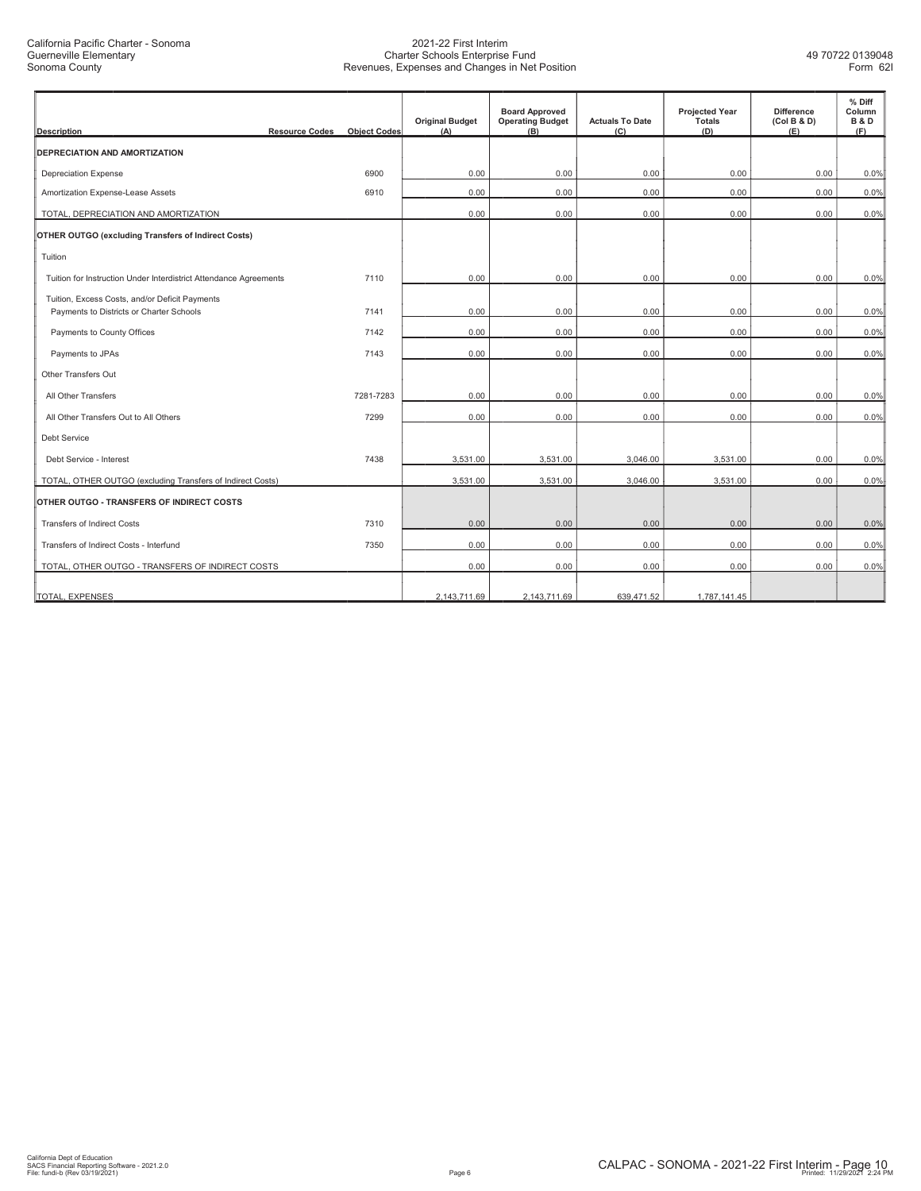| Description | Resource Codes | Object Codes | Original Budget (A) | Board Approved Operating Budget (B) | Actuals To Date (C) | Projected Year Totals (D) | Difference (Col B & D) (E) | % Diff Column B & D (F) |
|---|---|---|---|---|---|---|---|---|
| **DEPRECIATION AND AMORTIZATION** | | | | | | | | |
| Depreciation Expense | | 6900 | 0.00 | 0.00 | 0.00 | 0.00 | 0.00 | 0.0% |
| Amortization Expense-Lease Assets | | 6910 | 0.00 | 0.00 | 0.00 | 0.00 | 0.00 | 0.0% |
| TOTAL, DEPRECIATION AND AMORTIZATION | | | 0.00 | 0.00 | 0.00 | 0.00 | 0.00 | 0.0% |
| **OTHER OUTGO (excluding Transfers of Indirect Costs)** | | | | | | | | |
| Tuition | | | | | | | | |
| Tuition for Instruction Under Interdistrict Attendance Agreements | | 7110 | 0.00 | 0.00 | 0.00 | 0.00 | 0.00 | 0.0% |
| Tuition, Excess Costs, and/or Deficit Payments Payments to Districts or Charter Schools | | 7141 | 0.00 | 0.00 | 0.00 | 0.00 | 0.00 | 0.0% |
| Payments to County Offices | | 7142 | 0.00 | 0.00 | 0.00 | 0.00 | 0.00 | 0.0% |
| Payments to JPAs | | 7143 | 0.00 | 0.00 | 0.00 | 0.00 | 0.00 | 0.0% |
| Other Transfers Out | | | | | | | | |
| All Other Transfers | | 7281-7283 | 0.00 | 0.00 | 0.00 | 0.00 | 0.00 | 0.0% |
| All Other Transfers Out to All Others | | 7299 | 0.00 | 0.00 | 0.00 | 0.00 | 0.00 | 0.0% |
| Debt Service | | | | | | | | |
| Debt Service - Interest | | 7438 | 3,531.00 | 3,531.00 | 3,046.00 | 3,531.00 | 0.00 | 0.0% |
| TOTAL, OTHER OUTGO (excluding Transfers of Indirect Costs) | | | 3,531.00 | 3,531.00 | 3,046.00 | 3,531.00 | 0.00 | 0.0% |
| **OTHER OUTGO - TRANSFERS OF INDIRECT COSTS** | | | | | | | | |
| Transfers of Indirect Costs | | 7310 | 0.00 | 0.00 | 0.00 | 0.00 | 0.00 | 0.0% |
| Transfers of Indirect Costs - Interfund | | 7350 | 0.00 | 0.00 | 0.00 | 0.00 | 0.00 | 0.0% |
| TOTAL, OTHER OUTGO - TRANSFERS OF INDIRECT COSTS | | | 0.00 | 0.00 | 0.00 | 0.00 | 0.00 | 0.0% |
| TOTAL, EXPENSES | | | 2,143,711.69 | 2,143,711.69 | 639,471.52 | 1,787,141.45 | | |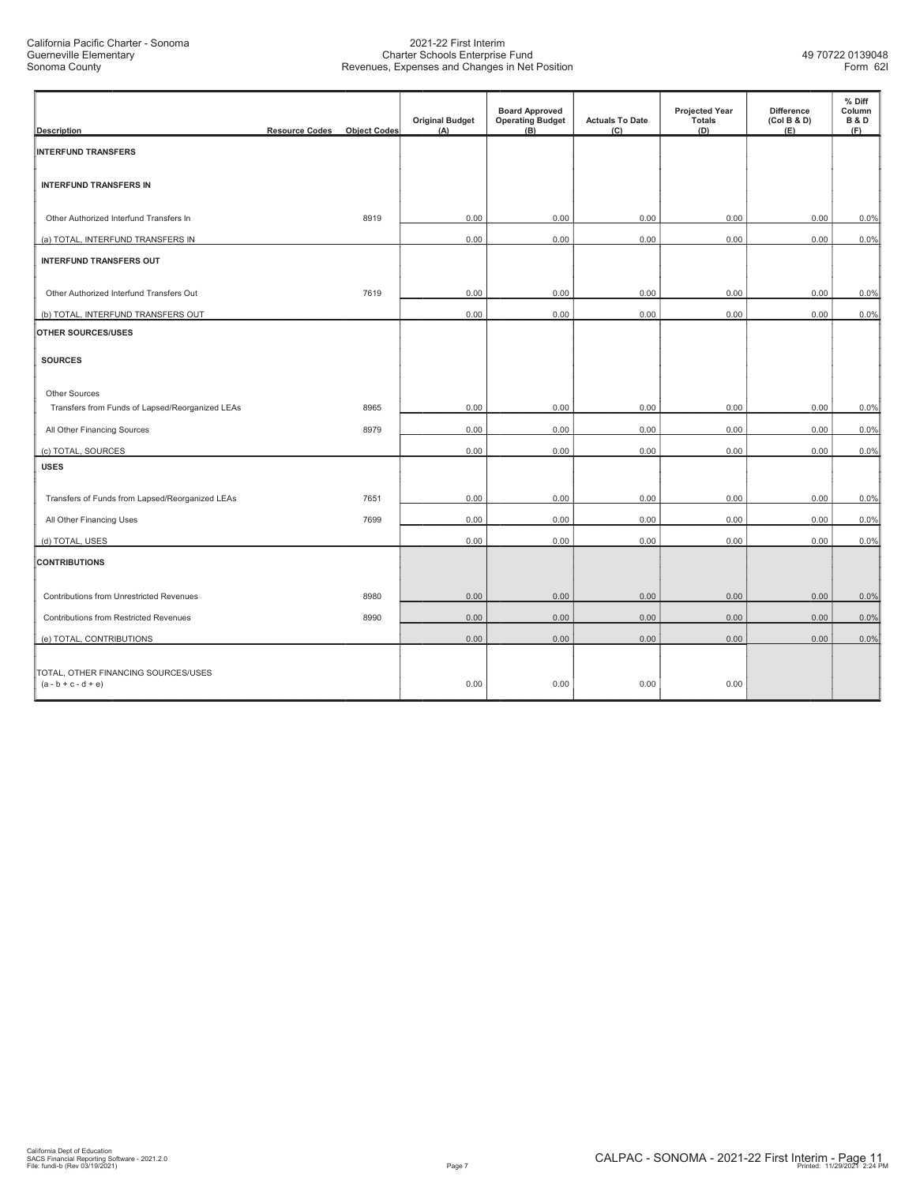California Pacific Charter - Sonoma
Guerneville Elementary
Sonoma County

2021-22 First Interim
Charter Schools Enterprise Fund
Revenues, Expenses and Changes in Net Position

49 70722 0139048
Form 62I

| Description | Resource Codes | Object Codes | Original Budget (A) | Board Approved Operating Budget (B) | Actuals To Date (C) | Projected Year Totals (D) | Difference (Col B & D) (E) | % Diff Column B & D (F) |
|---|---|---|---|---|---|---|---|---|
| **INTERFUND TRANSFERS** | | | | | | | | |
| **INTERFUND TRANSFERS IN** | | | | | | | | |
| Other Authorized Interfund Transfers In | | 8919 | 0.00 | 0.00 | 0.00 | 0.00 | 0.00 | 0.0% |
| (a) TOTAL, INTERFUND TRANSFERS IN | | | 0.00 | 0.00 | 0.00 | 0.00 | 0.00 | 0.0% |
| **INTERFUND TRANSFERS OUT** | | | | | | | | |
| Other Authorized Interfund Transfers Out | | 7619 | 0.00 | 0.00 | 0.00 | 0.00 | 0.00 | 0.0% |
| (b) TOTAL, INTERFUND TRANSFERS OUT | | | 0.00 | 0.00 | 0.00 | 0.00 | 0.00 | 0.0% |
| **OTHER SOURCES/USES** | | | | | | | | |
| **SOURCES** | | | | | | | | |
| Other Sources | | | | | | | | |
| Transfers from Funds of Lapsed/Reorganized LEAs | | 8965 | 0.00 | 0.00 | 0.00 | 0.00 | 0.00 | 0.0% |
| All Other Financing Sources | | 8979 | 0.00 | 0.00 | 0.00 | 0.00 | 0.00 | 0.0% |
| (c) TOTAL, SOURCES | | | 0.00 | 0.00 | 0.00 | 0.00 | 0.00 | 0.0% |
| **USES** | | | | | | | | |
| Transfers of Funds from Lapsed/Reorganized LEAs | | 7651 | 0.00 | 0.00 | 0.00 | 0.00 | 0.00 | 0.0% |
| All Other Financing Uses | | 7699 | 0.00 | 0.00 | 0.00 | 0.00 | 0.00 | 0.0% |
| (d) TOTAL, USES | | | 0.00 | 0.00 | 0.00 | 0.00 | 0.00 | 0.0% |
| **CONTRIBUTIONS** | | | | | | | | |
| Contributions from Unrestricted Revenues | | 8980 | 0.00 | 0.00 | 0.00 | 0.00 | 0.00 | 0.0% |
| Contributions from Restricted Revenues | | 8990 | 0.00 | 0.00 | 0.00 | 0.00 | 0.00 | 0.0% |
| (e) TOTAL, CONTRIBUTIONS | | | 0.00 | 0.00 | 0.00 | 0.00 | 0.00 | 0.0% |
| TOTAL, OTHER FINANCING SOURCES/USES (a - b + c - d + e) | | | 0.00 | 0.00 | 0.00 | 0.00 | | |

California Dept of Education
SACS Financial Reporting Software - 2021.2.0
File: fundi-b (Rev 03/19/2021)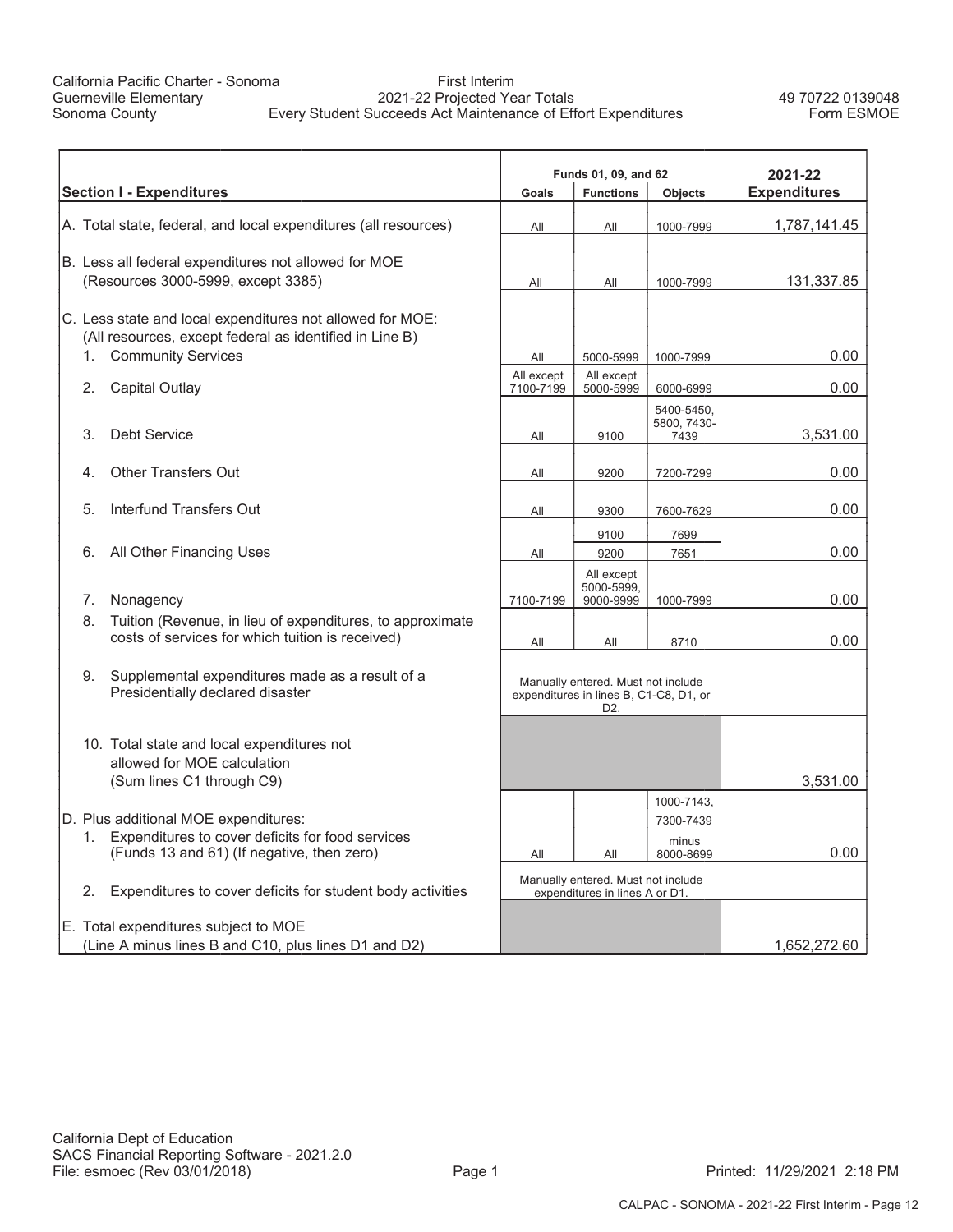California Pacific Charter - Sonoma
Guerneville Elementary
Sonoma County

First Interim
2021-22 Projected Year Totals
Every Student Succeeds Act Maintenance of Effort Expenditures

49 70722 0139048
Form ESMOE

| Section I - Expenditures | Funds 01, 09, and 62 Goals | Functions | Objects | 2021-22 Expenditures |
|---|---|---|---|---|
| A. Total state, federal, and local expenditures (all resources) | All | All | 1000-7999 | 1,787,141.45 |
| B. Less all federal expenditures not allowed for MOE (Resources 3000-5999, except 3385) | All | All | 1000-7999 | 131,337.85 |
| C. Less state and local expenditures not allowed for MOE: (All resources, except federal as identified in Line B) | | | | |
| 1. Community Services | All | 5000-5999 | 1000-7999 | 0.00 |
| 2. Capital Outlay | All except 7100-7199 | All except 5000-5999 | 6000-6999 | 0.00 |
| 3. Debt Service | All | 9100 | 5400-5450, 5800, 7430-7439 | 3,531.00 |
| 4. Other Transfers Out | All | 9200 | 7200-7299 | 0.00 |
| 5. Interfund Transfers Out | All | 9300 | 7600-7629 | 0.00 |
| 6. All Other Financing Uses | All | 9100<br>9200 | 7699<br>7651 | 0.00 |
| 7. Nonagency | 7100-7199 | All except 5000-5999, 9000-9999 | 1000-7999 | 0.00 |
| 8. Tuition (Revenue, in lieu of expenditures, to approximate costs of services for which tuition is received) | All | All | 8710 | 0.00 |
| 9. Supplemental expenditures made as a result of a Presidentially declared disaster | Manually entered. Must not include expenditures in lines B, C1-C8, D1, or D2. | | | |
| 10. Total state and local expenditures not allowed for MOE calculation (Sum lines C1 through C9) | | | | 3,531.00 |
| D. Plus additional MOE expenditures: | | | | |
| 1. Expenditures to cover deficits for food services (Funds 13 and 61) (If negative, then zero) | All | All | 1000-7143, 7300-7439 minus 8000-8699 | 0.00 |
| 2. Expenditures to cover deficits for student body activities | Manually entered. Must not include expenditures in lines A or D1. | | | |
| E. Total expenditures subject to MOE (Line A minus lines B and C10, plus lines D1 and D2) | | | | 1,652,272.60 |

California Dept of Education
SACS Financial Reporting Software - 2021.2.0
File: esmoec (Rev 03/01/2018)

Printed: 11/29/2021 2:18 PM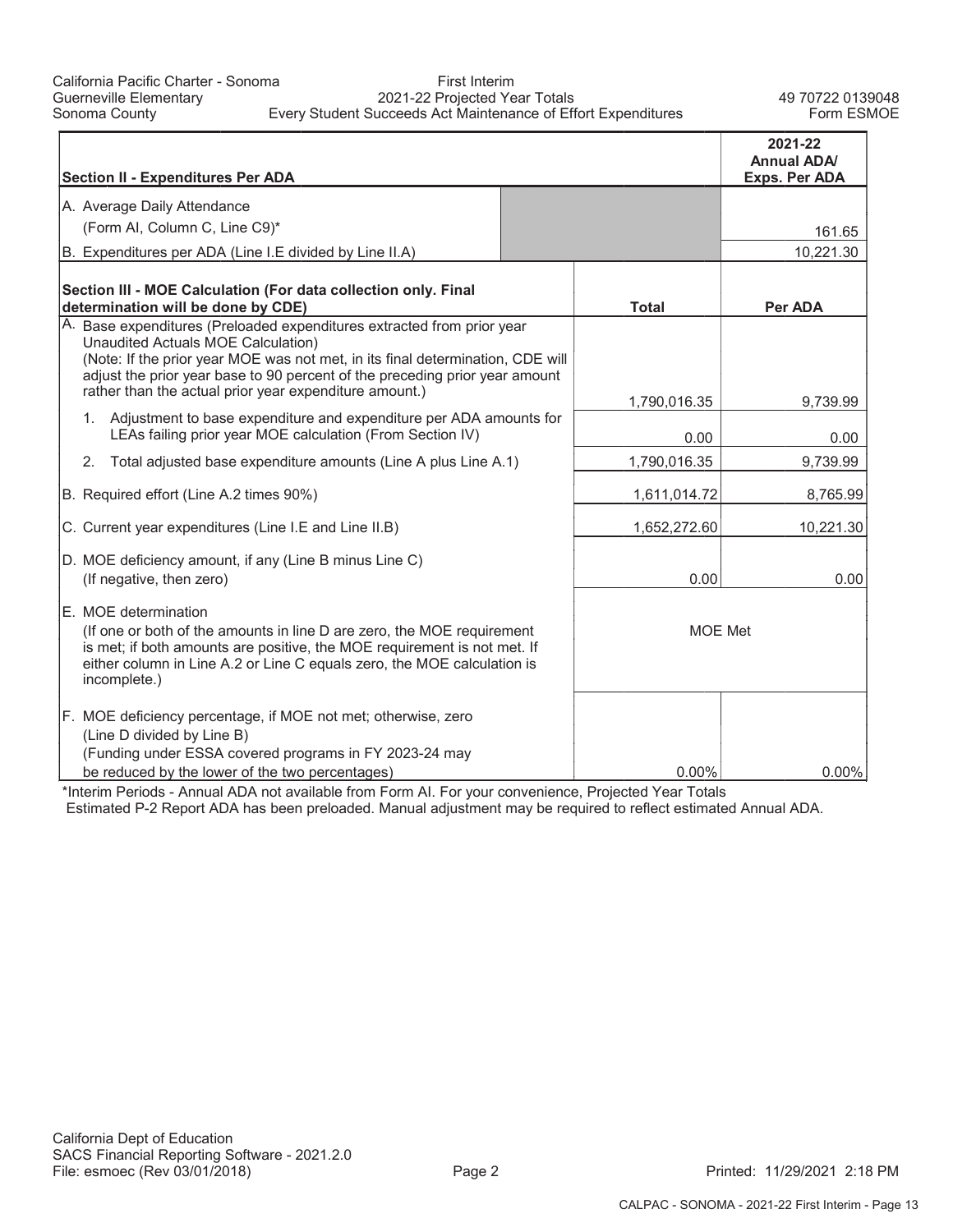California Pacific Charter - Sonoma
Guerneville Elementary
Sonoma County

First Interim
2021-22 Projected Year Totals
Every Student Succeeds Act Maintenance of Effort Expenditures

49 70722 0139048
Form ESMOE

| Section II - Expenditures Per ADA | | 2021-22 Annual ADA/ Exps. Per ADA |
|---|---|---|
| A. Average Daily Attendance (Form AI, Column C, Line C9)* | | 161.65 |
| B. Expenditures per ADA (Line I.E divided by Line II.A) | | 10,221.30 |

| Section III - MOE Calculation (For data collection only. Final determination will be done by CDE) | Total | Per ADA |
|---|---|---|
| A. Base expenditures (Preloaded expenditures extracted from prior year Unaudited Actuals MOE Calculation) (Note: If the prior year MOE was not met, in its final determination, CDE will adjust the prior year base to 90 percent of the preceding prior year amount rather than the actual prior year expenditure amount.) | 1,790,016.35 | 9,739.99 |
| 1. Adjustment to base expenditure and expenditure per ADA amounts for LEAs failing prior year MOE calculation (From Section IV) | 0.00 | 0.00 |
| 2. Total adjusted base expenditure amounts (Line A plus Line A.1) | 1,790,016.35 | 9,739.99 |
| B. Required effort (Line A.2 times 90%) | 1,611,014.72 | 8,765.99 |
| C. Current year expenditures (Line I.E and Line II.B) | 1,652,272.60 | 10,221.30 |
| D. MOE deficiency amount, if any (Line B minus Line C) (If negative, then zero) | 0.00 | 0.00 |
| E. MOE determination (If one or both of the amounts in line D are zero, the MOE requirement is met; if both amounts are positive, the MOE requirement is not met. If either column in Line A.2 or Line C equals zero, the MOE calculation is incomplete.) | MOE Met | |
| F. MOE deficiency percentage, if MOE not met; otherwise, zero (Line D divided by Line B) (Funding under ESSA covered programs in FY 2023-24 may be reduced by the lower of the two percentages) | 0.00% | 0.00% |

*Interim Periods - Annual ADA not available from Form AI. For your convenience, Projected Year Totals Estimated P-2 Report ADA has been preloaded. Manual adjustment may be required to reflect estimated Annual ADA.

California Dept of Education
SACS Financial Reporting Software - 2021.2.0
File: esmoec (Rev 03/01/2018)

Printed: 11/29/2021 2:18 PM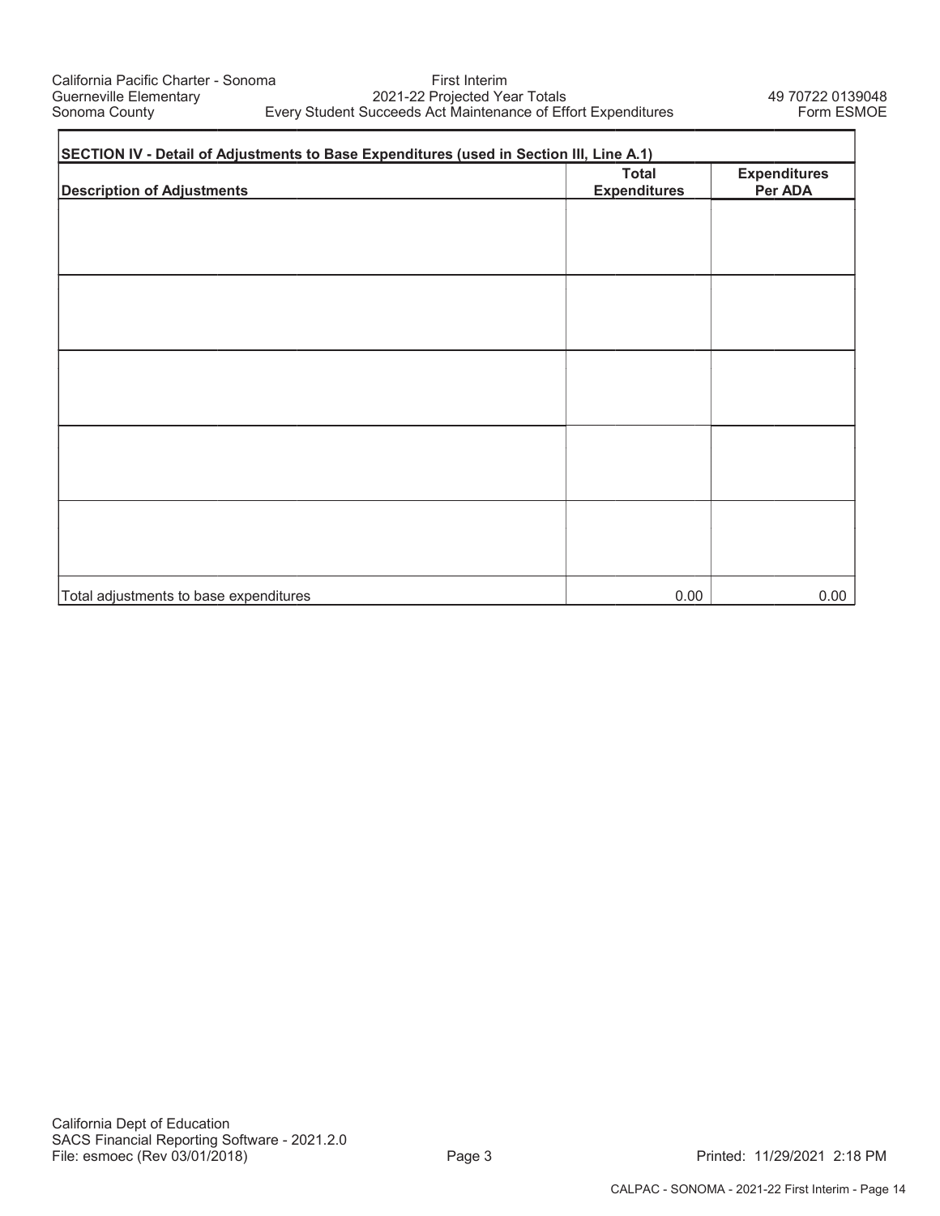California Pacific Charter - Sonoma
Guerneville Elementary
Sonoma County

First Interim
2021-22 Projected Year Totals
Every Student Succeeds Act Maintenance of Effort Expenditures

49 70722 0139048
Form ESMOE

**SECTION IV - Detail of Adjustments to Base Expenditures (used in Section III, Line A.1)**

| Description of Adjustments | Total Expenditures | Expenditures Per ADA |
|---|---|---|
| | | |
| | | |
| | | |
| | | |
| | | |
| Total adjustments to base expenditures | 0.00 | 0.00 |

California Dept of Education
SACS Financial Reporting Software - 2021.2.0
File: esmoec (Rev 03/01/2018)

Printed: 11/29/2021 2:18 PM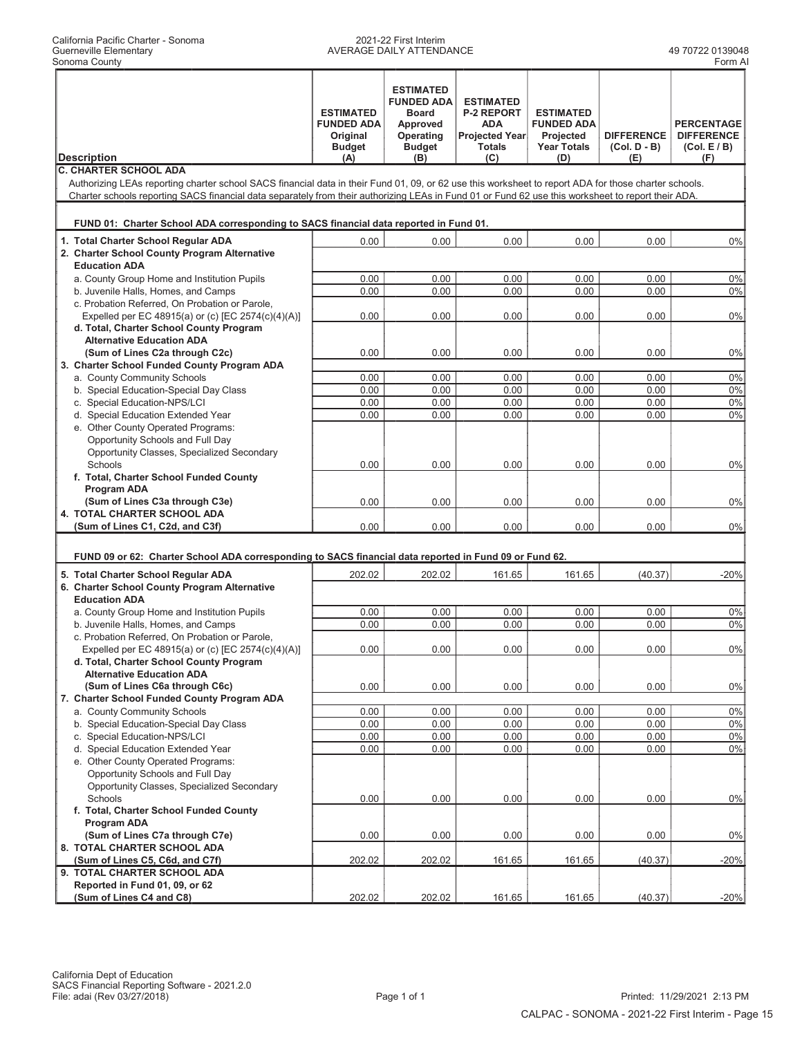California Pacific Charter - Sonoma
Guerneville Elementary
Sonoma County

2021-22 First Interim
AVERAGE DAILY ATTENDANCE

49 70722 0139048
Form AI

| Description | ESTIMATED FUNDED ADA Original Budget (A) | ESTIMATED FUNDED ADA Board Approved Operating Budget (B) | ESTIMATED P-2 REPORT ADA Projected Year Totals (C) | ESTIMATED FUNDED ADA Projected Year Totals (D) | DIFFERENCE (Col. D - B) (E) | PERCENTAGE DIFFERENCE (Col. E / B) (F) |
|---|---|---|---|---|---|---|
| **C. CHARTER SCHOOL ADA** | | | | | | |
| Authorizing LEAs reporting charter school SACS financial data in their Fund 01, 09, or 62 use this worksheet to report ADA for those charter schools. Charter schools reporting SACS financial data separately from their authorizing LEAs in Fund 01 or Fund 62 use this worksheet to report their ADA. | | | | | | |
| **FUND 01: Charter School ADA corresponding to SACS financial data reported in Fund 01.** | | | | | | |
| **1. Total Charter School Regular ADA** | 0.00 | 0.00 | 0.00 | 0.00 | 0.00 | 0% |
| **2. Charter School County Program Alternative Education ADA** | | | | | | |
| a. County Group Home and Institution Pupils | 0.00 | 0.00 | 0.00 | 0.00 | 0.00 | 0% |
| b. Juvenile Halls, Homes, and Camps | 0.00 | 0.00 | 0.00 | 0.00 | 0.00 | 0% |
| c. Probation Referred, On Probation or Parole, Expelled per EC 48915(a) or (c) [EC 2574(c)(4)(A)] | 0.00 | 0.00 | 0.00 | 0.00 | 0.00 | 0% |
| **d. Total, Charter School County Program Alternative Education ADA (Sum of Lines C2a through C2c)** | 0.00 | 0.00 | 0.00 | 0.00 | 0.00 | 0% |
| **3. Charter School Funded County Program ADA** | | | | | | |
| a. County Community Schools | 0.00 | 0.00 | 0.00 | 0.00 | 0.00 | 0% |
| b. Special Education-Special Day Class | 0.00 | 0.00 | 0.00 | 0.00 | 0.00 | 0% |
| c. Special Education-NPS/LCI | 0.00 | 0.00 | 0.00 | 0.00 | 0.00 | 0% |
| d. Special Education Extended Year | 0.00 | 0.00 | 0.00 | 0.00 | 0.00 | 0% |
| e. Other County Operated Programs: Opportunity Schools and Full Day Opportunity Classes, Specialized Secondary Schools | 0.00 | 0.00 | 0.00 | 0.00 | 0.00 | 0% |
| **f. Total, Charter School Funded County Program ADA (Sum of Lines C3a through C3e)** | 0.00 | 0.00 | 0.00 | 0.00 | 0.00 | 0% |
| **4. TOTAL CHARTER SCHOOL ADA (Sum of Lines C1, C2d, and C3f)** | 0.00 | 0.00 | 0.00 | 0.00 | 0.00 | 0% |
| **FUND 09 or 62: Charter School ADA corresponding to SACS financial data reported in Fund 09 or Fund 62.** | | | | | | |
| **5. Total Charter School Regular ADA** | 202.02 | 202.02 | 161.65 | 161.65 | (40.37) | -20% |
| **6. Charter School County Program Alternative Education ADA** | | | | | | |
| a. County Group Home and Institution Pupils | 0.00 | 0.00 | 0.00 | 0.00 | 0.00 | 0% |
| b. Juvenile Halls, Homes, and Camps | 0.00 | 0.00 | 0.00 | 0.00 | 0.00 | 0% |
| c. Probation Referred, On Probation or Parole, Expelled per EC 48915(a) or (c) [EC 2574(c)(4)(A)] | 0.00 | 0.00 | 0.00 | 0.00 | 0.00 | 0% |
| **d. Total, Charter School County Program Alternative Education ADA (Sum of Lines C6a through C6c)** | 0.00 | 0.00 | 0.00 | 0.00 | 0.00 | 0% |
| **7. Charter School Funded County Program ADA** | | | | | | |
| a. County Community Schools | 0.00 | 0.00 | 0.00 | 0.00 | 0.00 | 0% |
| b. Special Education-Special Day Class | 0.00 | 0.00 | 0.00 | 0.00 | 0.00 | 0% |
| c. Special Education-NPS/LCI | 0.00 | 0.00 | 0.00 | 0.00 | 0.00 | 0% |
| d. Special Education Extended Year | 0.00 | 0.00 | 0.00 | 0.00 | 0.00 | 0% |
| e. Other County Operated Programs: Opportunity Schools and Full Day Opportunity Classes, Specialized Secondary Schools | 0.00 | 0.00 | 0.00 | 0.00 | 0.00 | 0% |
| **f. Total, Charter School Funded County Program ADA (Sum of Lines C7a through C7e)** | 0.00 | 0.00 | 0.00 | 0.00 | 0.00 | 0% |
| **8. TOTAL CHARTER SCHOOL ADA (Sum of Lines C5, C6d, and C7f)** | 202.02 | 202.02 | 161.65 | 161.65 | (40.37) | -20% |
| **9. TOTAL CHARTER SCHOOL ADA Reported in Fund 01, 09, or 62 (Sum of Lines C4 and C8)** | 202.02 | 202.02 | 161.65 | 161.65 | (40.37) | -20% |

California Dept of Education
SACS Financial Reporting Software - 2021.2.0
File: adai (Rev 03/27/2018)

Printed: 11/29/2021 2:13 PM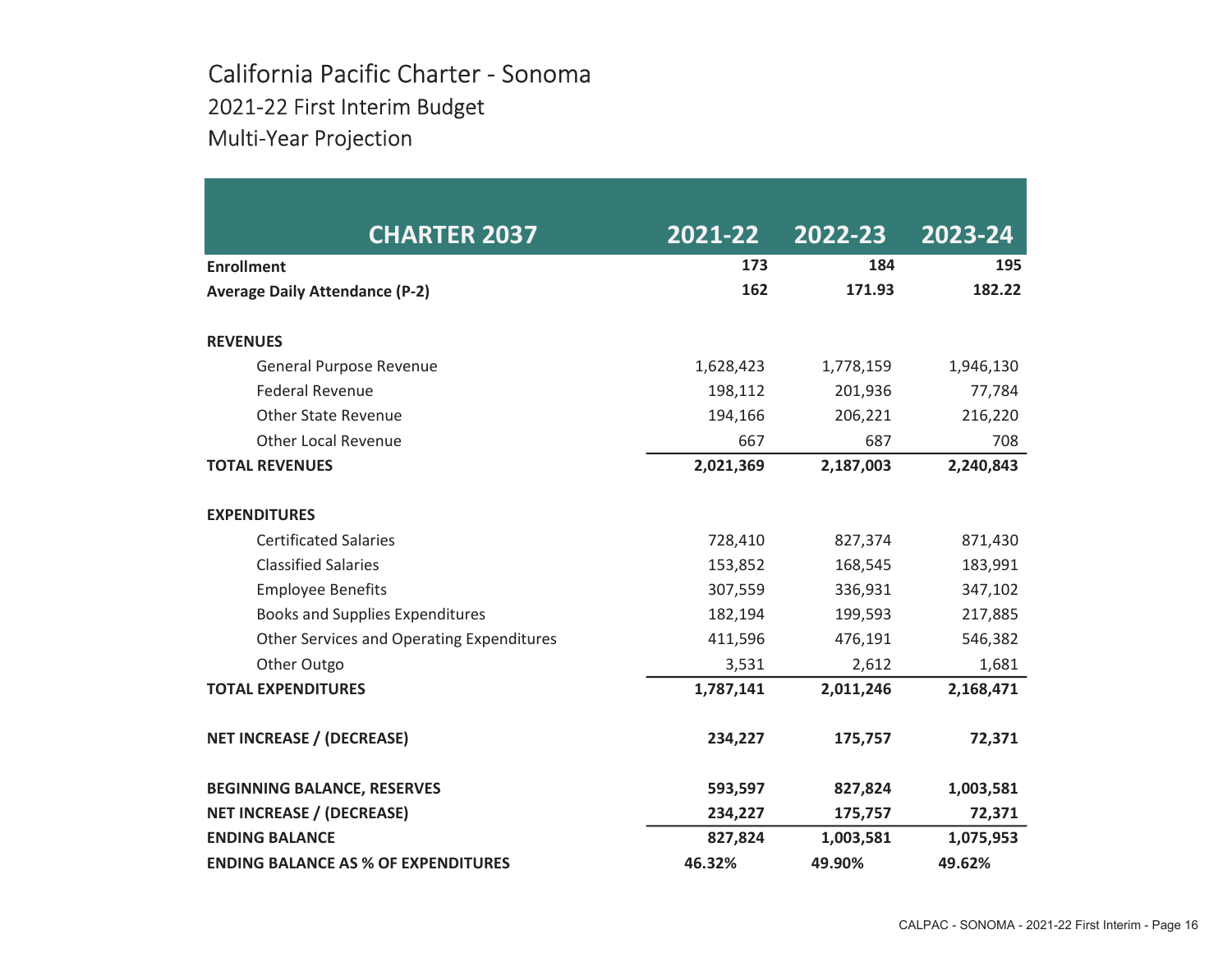# California Pacific Charter - Sonoma

## 2021-22 First Interim Budget

## Multi-Year Projection

| CHARTER 2037 | 2021-22 | 2022-23 | 2023-24 |
|---|---|---|---|
| **Enrollment** | **173** | **184** | **195** |
| **Average Daily Attendance (P-2)** | **162** | **171.93** | **182.22** |
| | | | |
| **REVENUES** | | | |
| General Purpose Revenue | 1,628,423 | 1,778,159 | 1,946,130 |
| Federal Revenue | 198,112 | 201,936 | 77,784 |
| Other State Revenue | 194,166 | 206,221 | 216,220 |
| Other Local Revenue | 667 | 687 | 708 |
| **TOTAL REVENUES** | **2,021,369** | **2,187,003** | **2,240,843** |
| | | | |
| **EXPENDITURES** | | | |
| Certificated Salaries | 728,410 | 827,374 | 871,430 |
| Classified Salaries | 153,852 | 168,545 | 183,991 |
| Employee Benefits | 307,559 | 336,931 | 347,102 |
| Books and Supplies Expenditures | 182,194 | 199,593 | 217,885 |
| Other Services and Operating Expenditures | 411,596 | 476,191 | 546,382 |
| Other Outgo | 3,531 | 2,612 | 1,681 |
| **TOTAL EXPENDITURES** | **1,787,141** | **2,011,246** | **2,168,471** |
| | | | |
| **NET INCREASE / (DECREASE)** | **234,227** | **175,757** | **72,371** |
| | | | |
| **BEGINNING BALANCE, RESERVES** | **593,597** | **827,824** | **1,003,581** |
| **NET INCREASE / (DECREASE)** | **234,227** | **175,757** | **72,371** |
| **ENDING BALANCE** | **827,824** | **1,003,581** | **1,075,953** |
| **ENDING BALANCE AS % OF EXPENDITURES** | **46.32%** | **49.90%** | **49.62%** |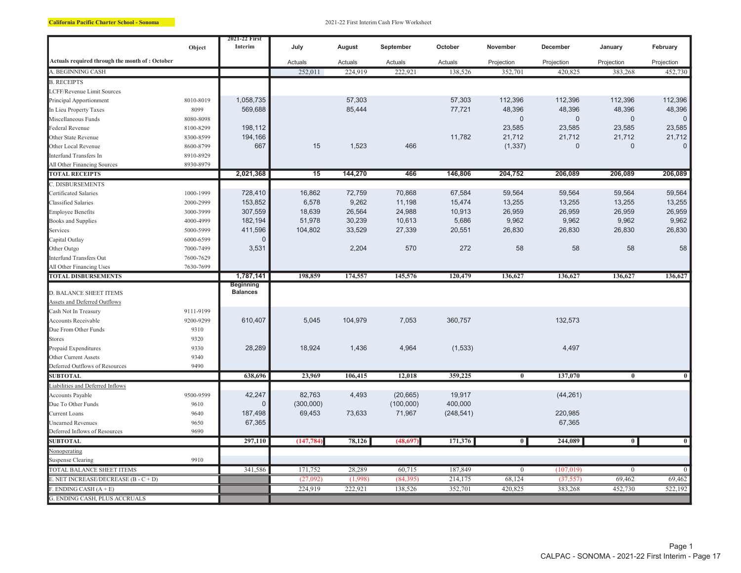**California Pacific Charter School - Sonoma**

2021-22 First Interim Cash Flow Worksheet

| | Object | 2021-22 First Interim | July | August | September | October | November | December | January | February |
|---|---|---|---|---|---|---|---|---|---|---|
| Actuals required through the month of : October | | | Actuals | Actuals | Actuals | Actuals | Projection | Projection | Projection | Projection |
| A. BEGINNING CASH | | | 252,011 | 224,919 | 222,921 | 138,526 | 352,701 | 420,825 | 383,268 | 452,730 |
| B. RECEIPTS | | | | | | | | | | |
| LCFF/Revenue Limit Sources | | | | | | | | | | |
| Principal Apportionment | 8010-8019 | 1,058,735 | | 57,303 | | 57,303 | 112,396 | 112,396 | 112,396 | 112,396 |
| In Lieu Property Taxes | 8099 | 569,688 | | 85,444 | | 77,721 | 48,396 | 48,396 | 48,396 | 48,396 |
| Miscellaneous Funds | 8080-8098 | | | | | | 0 | 0 | 0 | 0 |
| Federal Revenue | 8100-8299 | 198,112 | | | | | 23,585 | 23,585 | 23,585 | 23,585 |
| Other State Revenue | 8300-8599 | 194,166 | | | | 11,782 | 21,712 | 21,712 | 21,712 | 21,712 |
| Other Local Revenue | 8600-8799 | 667 | 15 | 1,523 | 466 | | (1,337) | 0 | 0 | 0 |
| Interfund Transfers In | 8910-8929 | | | | | | | | | |
| All Other Financing Sources | 8930-8979 | | | | | | | | | |
| **TOTAL RECEIPTS** | | **2,021,368** | **15** | **144,270** | **466** | **146,806** | **204,752** | **206,089** | **206,089** | **206,089** |
| C. DISBURSEMENTS | | | | | | | | | | |
| Certificated Salaries | 1000-1999 | 728,410 | 16,862 | 72,759 | 70,868 | 67,584 | 59,564 | 59,564 | 59,564 | 59,564 |
| Classified Salaries | 2000-2999 | 153,852 | 6,578 | 9,262 | 11,198 | 15,474 | 13,255 | 13,255 | 13,255 | 13,255 |
| Employee Benefits | 3000-3999 | 307,559 | 18,639 | 26,564 | 24,988 | 10,913 | 26,959 | 26,959 | 26,959 | 26,959 |
| Books and Supplies | 4000-4999 | 182,194 | 51,978 | 30,239 | 10,613 | 5,686 | 9,962 | 9,962 | 9,962 | 9,962 |
| Services | 5000-5999 | 411,596 | 104,802 | 33,529 | 27,339 | 20,551 | 26,830 | 26,830 | 26,830 | 26,830 |
| Capital Outlay | 6000-6599 | 0 | | | | | | | | |
| Other Outgo | 7000-7499 | 3,531 | | 2,204 | 570 | 272 | 58 | 58 | 58 | 58 |
| Interfund Transfers Out | 7600-7629 | | | | | | | | | |
| All Other Financing Uses | 7630-7699 | | | | | | | | | |
| **TOTAL DISBURSEMENTS** | | **1,787,141** | **198,859** | **174,557** | **145,576** | **120,479** | **136,627** | **136,627** | **136,627** | **136,627** |
| D. BALANCE SHEET ITEMS | | Beginning Balances | | | | | | | | |
| Assets and Deferred Outflows | | | | | | | | | | |
| Cash Not In Treasury | 9111-9199 | | | | | | | | | |
| Accounts Receivable | 9200-9299 | 610,407 | 5,045 | 104,979 | 7,053 | 360,757 | | 132,573 | | |
| Due From Other Funds | 9310 | | | | | | | | | |
| Stores | 9320 | | | | | | | | | |
| Prepaid Expenditures | 9330 | 28,289 | 18,924 | 1,436 | 4,964 | (1,533) | | 4,497 | | |
| Other Current Assets | 9340 | | | | | | | | | |
| Deferred Outflows of Resources | 9490 | | | | | | | | | |
| **SUBTOTAL** | | **638,696** | **23,969** | **106,415** | **12,018** | **359,225** | **0** | **137,070** | **0** | **0** |
| Liabilities and Deferred Inflows | | | | | | | | | | |
| Accounts Payable | 9500-9599 | 42,247 | 82,763 | 4,493 | (20,665) | 19,917 | | (44,261) | | |
| Due To Other Funds | 9610 | 0 | (300,000) | | (100,000) | 400,000 | | | | |
| Current Loans | 9640 | 187,498 | 69,453 | 73,633 | 71,967 | (248,541) | | 220,985 | | |
| Unearned Revenues | 9650 | 67,365 | | | | | | 67,365 | | |
| Deferred Inflows of Resources | 9690 | | | | | | | | | |
| **SUBTOTAL** | | **297,110** | **(147,784)** | **78,126** | **(48,697)** | **171,376** | **0** | **244,089** | **0** | **0** |
| Nonoperating | | | | | | | | | | |
| Suspense Clearing | 9910 | | | | | | | | | |
| TOTAL BALANCE SHEET ITEMS | | 341,586 | 171,752 | 28,289 | 60,715 | 187,849 | 0 | (107,019) | 0 | 0 |
| E. NET INCREASE/DECREASE (B - C + D) | | | (27,092) | (1,998) | (84,395) | 214,175 | 68,124 | (37,557) | 69,462 | 69,462 |
| F. ENDING CASH (A + E) | | | 224,919 | 222,921 | 138,526 | 352,701 | 420,825 | 383,268 | 452,730 | 522,192 |
| G. ENDING CASH, PLUS ACCRUALS | | | | | | | | | | |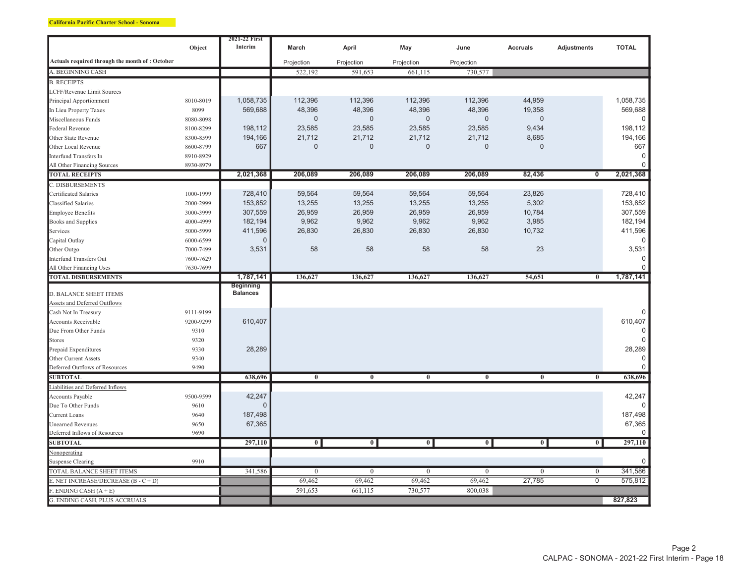**California Pacific Charter School - Sonoma**

| | Object | 2021-22 First Interim | March | April | May | June | Accruals | Adjustments | TOTAL |
|---|---|---|---|---|---|---|---|---|---|
| Actuals required through the month of : October | | | Projection | Projection | Projection | Projection | | | |
| A. BEGINNING CASH | | | 522,192 | 591,653 | 661,115 | 730,577 | | | |
| B. RECEIPTS | | | | | | | | | |
| LCFF/Revenue Limit Sources | | | | | | | | | |
| Principal Apportionment | 8010-8019 | 1,058,735 | 112,396 | 112,396 | 112,396 | 112,396 | 44,959 | | 1,058,735 |
| In Lieu Property Taxes | 8099 | 569,688 | 48,396 | 48,396 | 48,396 | 48,396 | 19,358 | | 569,688 |
| Miscellaneous Funds | 8080-8098 | | 0 | 0 | 0 | 0 | 0 | | 0 |
| Federal Revenue | 8100-8299 | 198,112 | 23,585 | 23,585 | 23,585 | 23,585 | 9,434 | | 198,112 |
| Other State Revenue | 8300-8599 | 194,166 | 21,712 | 21,712 | 21,712 | 21,712 | 8,685 | | 194,166 |
| Other Local Revenue | 8600-8799 | 667 | 0 | 0 | 0 | 0 | 0 | | 667 |
| Interfund Transfers In | 8910-8929 | | | | | | | | 0 |
| All Other Financing Sources | 8930-8979 | | | | | | | | 0 |
| **TOTAL RECEIPTS** | | **2,021,368** | **206,089** | **206,089** | **206,089** | **206,089** | **82,436** | **0** | **2,021,368** |
| C. DISBURSEMENTS | | | | | | | | | |
| Certificated Salaries | 1000-1999 | 728,410 | 59,564 | 59,564 | 59,564 | 59,564 | 23,826 | | 728,410 |
| Classified Salaries | 2000-2999 | 153,852 | 13,255 | 13,255 | 13,255 | 13,255 | 5,302 | | 153,852 |
| Employee Benefits | 3000-3999 | 307,559 | 26,959 | 26,959 | 26,959 | 26,959 | 10,784 | | 307,559 |
| Books and Supplies | 4000-4999 | 182,194 | 9,962 | 9,962 | 9,962 | 9,962 | 3,985 | | 182,194 |
| Services | 5000-5999 | 411,596 | 26,830 | 26,830 | 26,830 | 26,830 | 10,732 | | 411,596 |
| Capital Outlay | 6000-6599 | 0 | | | | | | | 0 |
| Other Outgo | 7000-7499 | 3,531 | 58 | 58 | 58 | 58 | 23 | | 3,531 |
| Interfund Transfers Out | 7600-7629 | | | | | | | | 0 |
| All Other Financing Uses | 7630-7699 | | | | | | | | 0 |
| **TOTAL DISBURSEMENTS** | | **1,787,141** | **136,627** | **136,627** | **136,627** | **136,627** | **54,651** | **0** | **1,787,141** |
| D. BALANCE SHEET ITEMS | | **Beginning Balances** | | | | | | | |
| Assets and Deferred Outflows | | | | | | | | | |
| Cash Not In Treasury | 9111-9199 | | | | | | | | 0 |
| Accounts Receivable | 9200-9299 | 610,407 | | | | | | | 610,407 |
| Due From Other Funds | 9310 | | | | | | | | 0 |
| Stores | 9320 | | | | | | | | 0 |
| Prepaid Expenditures | 9330 | 28,289 | | | | | | | 28,289 |
| Other Current Assets | 9340 | | | | | | | | 0 |
| Deferred Outflows of Resources | 9490 | | | | | | | | 0 |
| **SUBTOTAL** | | **638,696** | **0** | **0** | **0** | **0** | **0** | **0** | **638,696** |
| Liabilities and Deferred Inflows | | | | | | | | | |
| Accounts Payable | 9500-9599 | 42,247 | | | | | | | 42,247 |
| Due To Other Funds | 9610 | 0 | | | | | | | 0 |
| Current Loans | 9640 | 187,498 | | | | | | | 187,498 |
| Unearned Revenues | 9650 | 67,365 | | | | | | | 67,365 |
| Deferred Inflows of Resources | 9690 | | | | | | | | 0 |
| **SUBTOTAL** | | **297,110** | **0** | **0** | **0** | **0** | **0** | **0** | **297,110** |
| Nonoperating | | | | | | | | | |
| Suspense Clearing | 9910 | | | | | | | | 0 |
| TOTAL BALANCE SHEET ITEMS | | 341,586 | 0 | 0 | 0 | 0 | 0 | 0 | 341,586 |
| E. NET INCREASE/DECREASE (B - C + D) | | | 69,462 | 69,462 | 69,462 | 69,462 | 27,785 | 0 | 575,812 |
| F. ENDING CASH (A + E) | | | 591,653 | 661,115 | 730,577 | 800,038 | | | |
| G. ENDING CASH, PLUS ACCRUALS | | | | | | | | | **827,823** |